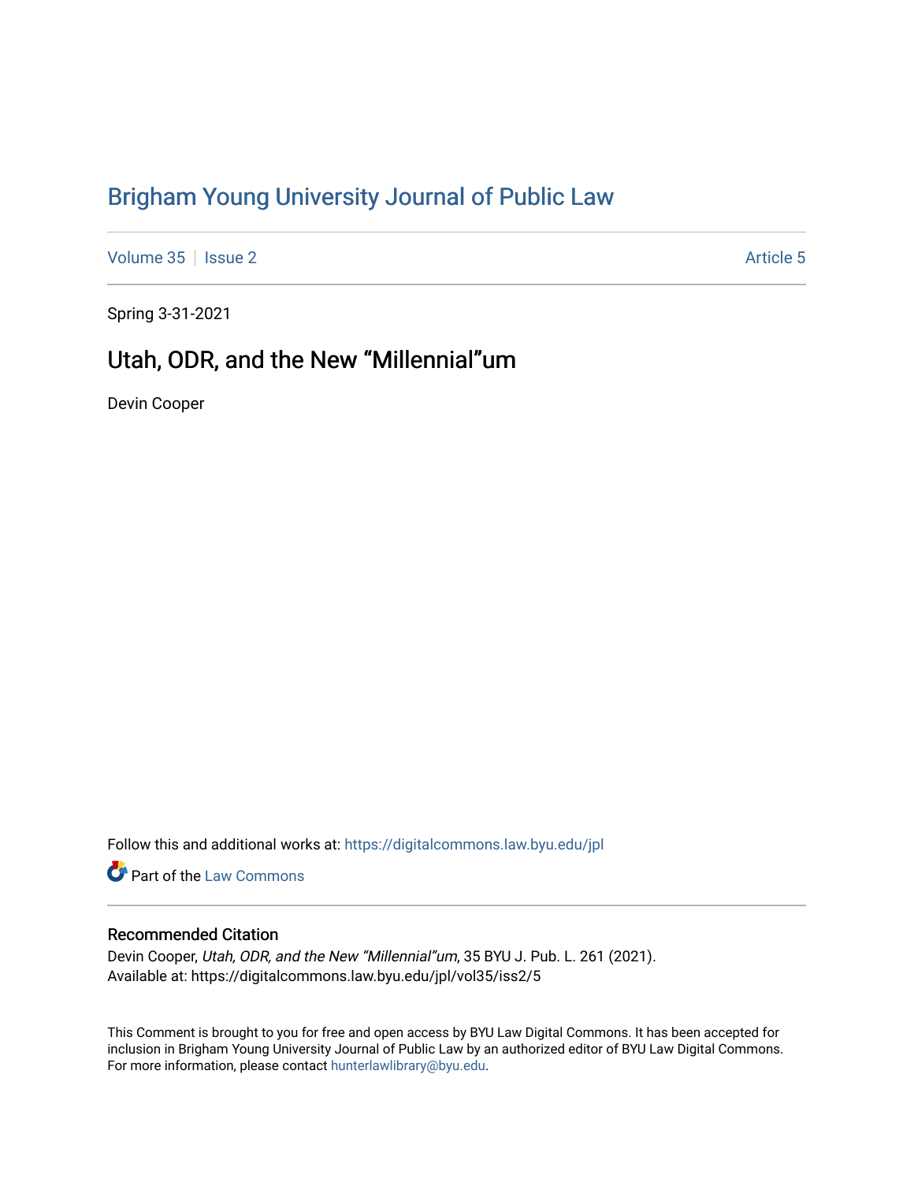# Brigham Young University Journal of Public Law

Volume 35 | Issue 2 | Article 5

Spring 3-31-2021

## Utah, ODR, and the New “Millennial”um

Devin Cooper

Follow this and additional works at: https://digitalcommons.law.byu.edu/jpl

Part of the Law Commons

### Recommended Citation

Devin Cooper, *Utah, ODR, and the New “Millennial”um*, 35 BYU J. Pub. L. 261 (2021).
Available at: https://digitalcommons.law.byu.edu/jpl/vol35/iss2/5

This Comment is brought to you for free and open access by BYU Law Digital Commons. It has been accepted for inclusion in Brigham Young University Journal of Public Law by an authorized editor of BYU Law Digital Commons. For more information, please contact hunterlawlibrary@byu.edu.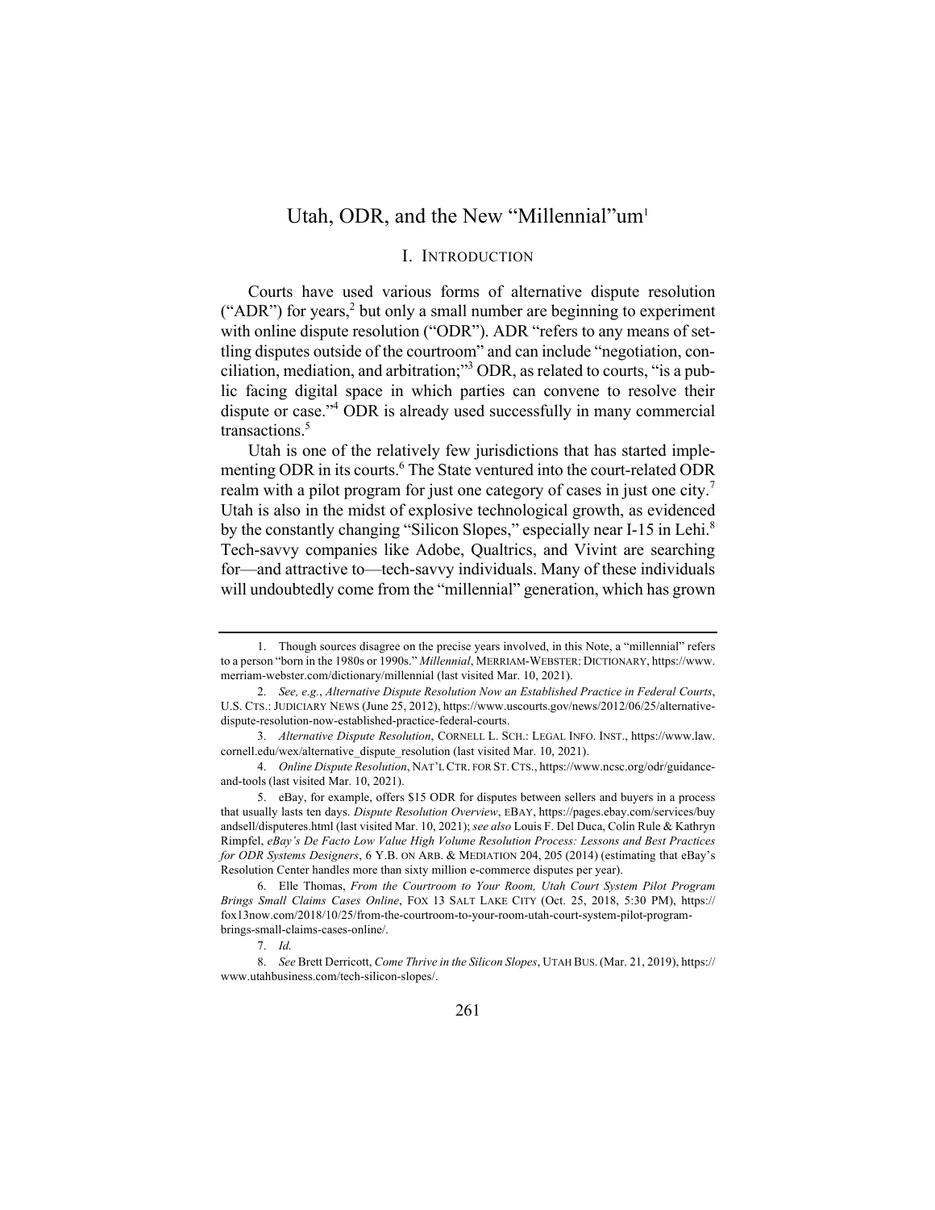# Utah, ODR, and the New "Millennial"um[1]

## I. Introduction

Courts have used various forms of alternative dispute resolution ("ADR") for years,[2] but only a small number are beginning to experiment with online dispute resolution ("ODR"). ADR "refers to any means of settling disputes outside of the courtroom" and can include "negotiation, conciliation, mediation, and arbitration;"[3] ODR, as related to courts, "is a public facing digital space in which parties can convene to resolve their dispute or case."[4] ODR is already used successfully in many commercial transactions.[5]

Utah is one of the relatively few jurisdictions that has started implementing ODR in its courts.[6] The State ventured into the court-related ODR realm with a pilot program for just one category of cases in just one city.[7] Utah is also in the midst of explosive technological growth, as evidenced by the constantly changing "Silicon Slopes," especially near I-15 in Lehi.[8] Tech-savvy companies like Adobe, Qualtrics, and Vivint are searching for—and attractive to—tech-savvy individuals. Many of these individuals will undoubtedly come from the "millennial" generation, which has grown

---

1. Though sources disagree on the precise years involved, in this Note, a "millennial" refers to a person "born in the 1980s or 1990s." *Millennial*, MERRIAM-WEBSTER: DICTIONARY, https://www.merriam-webster.com/dictionary/millennial (last visited Mar. 10, 2021).

2. *See, e.g.*, *Alternative Dispute Resolution Now an Established Practice in Federal Courts*, U.S. CTS.: JUDICIARY NEWS (June 25, 2012), https://www.uscourts.gov/news/2012/06/25/alternative-dispute-resolution-now-established-practice-federal-courts.

3. *Alternative Dispute Resolution*, CORNELL L. SCH.: LEGAL INFO. INST., https://www.law.cornell.edu/wex/alternative_dispute_resolution (last visited Mar. 10, 2021).

4. *Online Dispute Resolution*, NAT'L CTR. FOR ST. CTS., https://www.ncsc.org/odr/guidance-and-tools (last visited Mar. 10, 2021).

5. eBay, for example, offers $15 ODR for disputes between sellers and buyers in a process that usually lasts ten days. *Dispute Resolution Overview*, EBAY, https://pages.ebay.com/services/buyandsell/disputeres.html (last visited Mar. 10, 2021); *see also* Louis F. Del Duca, Colin Rule & Kathryn Rimpfel, *eBay's De Facto Low Value High Volume Resolution Process: Lessons and Best Practices for ODR Systems Designers*, 6 Y.B. ON ARB. & MEDIATION 204, 205 (2014) (estimating that eBay's Resolution Center handles more than sixty million e-commerce disputes per year).

6. Elle Thomas, *From the Courtroom to Your Room, Utah Court System Pilot Program Brings Small Claims Cases Online*, FOX 13 SALT LAKE CITY (Oct. 25, 2018, 5:30 PM), https://fox13now.com/2018/10/25/from-the-courtroom-to-your-room-utah-court-system-pilot-program-brings-small-claims-cases-online/.

7. *Id.*

8. *See* Brett Derricott, *Come Thrive in the Silicon Slopes*, UTAH BUS. (Mar. 21, 2019), https://www.utahbusiness.com/tech-silicon-slopes/.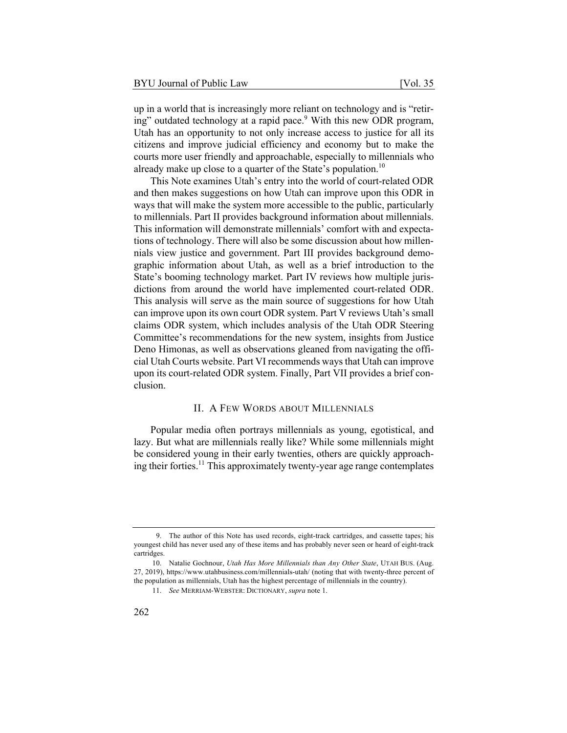up in a world that is increasingly more reliant on technology and is "retiring" outdated technology at a rapid pace.[9] With this new ODR program, Utah has an opportunity to not only increase access to justice for all its citizens and improve judicial efficiency and economy but to make the courts more user friendly and approachable, especially to millennials who already make up close to a quarter of the State's population.[10]

This Note examines Utah's entry into the world of court-related ODR and then makes suggestions on how Utah can improve upon this ODR in ways that will make the system more accessible to the public, particularly to millennials. Part II provides background information about millennials. This information will demonstrate millennials' comfort with and expectations of technology. There will also be some discussion about how millennials view justice and government. Part III provides background demographic information about Utah, as well as a brief introduction to the State's booming technology market. Part IV reviews how multiple jurisdictions from around the world have implemented court-related ODR. This analysis will serve as the main source of suggestions for how Utah can improve upon its own court ODR system. Part V reviews Utah's small claims ODR system, which includes analysis of the Utah ODR Steering Committee's recommendations for the new system, insights from Justice Deno Himonas, as well as observations gleaned from navigating the official Utah Courts website. Part VI recommends ways that Utah can improve upon its court-related ODR system. Finally, Part VII provides a brief conclusion.

## II. A Few Words about Millennials

Popular media often portrays millennials as young, egotistical, and lazy. But what are millennials really like? While some millennials might be considered young in their early twenties, others are quickly approaching their forties.[11] This approximately twenty-year age range contemplates

---

9. The author of this Note has used records, eight-track cartridges, and cassette tapes; his youngest child has never used any of these items and has probably never seen or heard of eight-track cartridges.

10. Natalie Gochnour, *Utah Has More Millennials than Any Other State*, UTAH BUS. (Aug. 27, 2019), https://www.utahbusiness.com/millennials-utah/ (noting that with twenty-three percent of the population as millennials, Utah has the highest percentage of millennials in the country).

11. *See* MERRIAM-WEBSTER: DICTIONARY, *supra* note 1.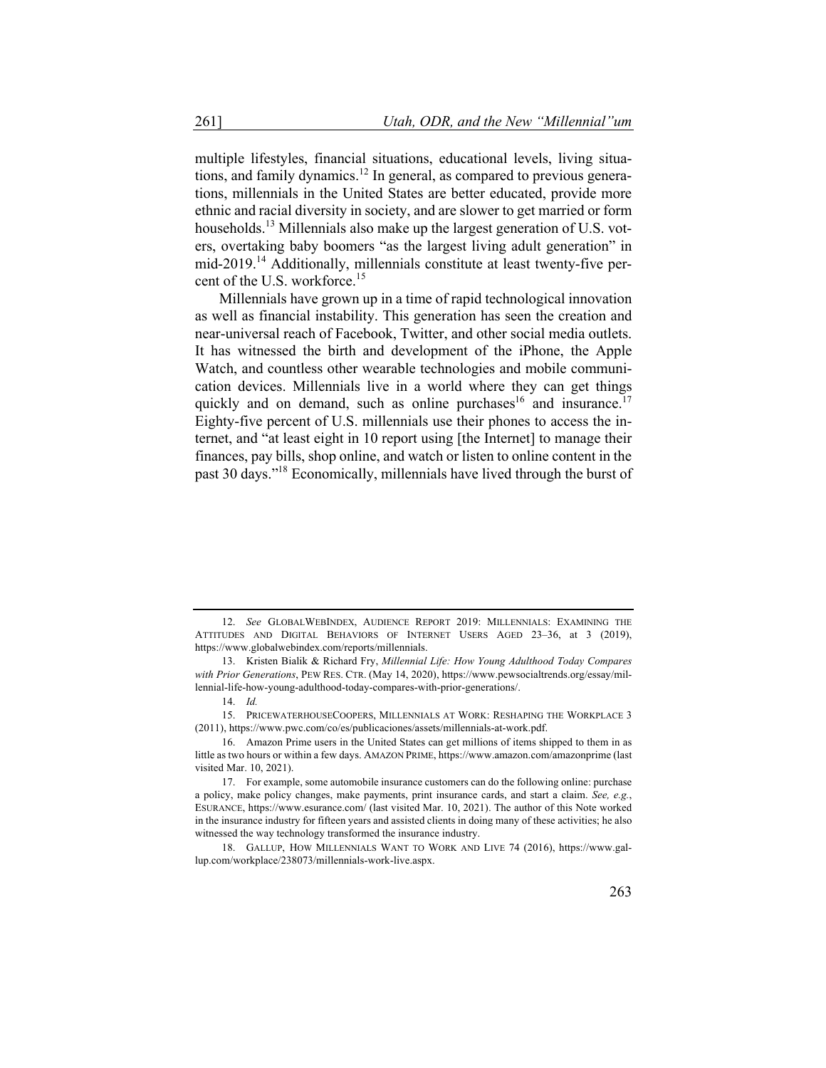multiple lifestyles, financial situations, educational levels, living situations, and family dynamics.[12] In general, as compared to previous generations, millennials in the United States are better educated, provide more ethnic and racial diversity in society, and are slower to get married or form households.[13] Millennials also make up the largest generation of U.S. voters, overtaking baby boomers "as the largest living adult generation" in mid-2019.[14] Additionally, millennials constitute at least twenty-five percent of the U.S. workforce.[15]

Millennials have grown up in a time of rapid technological innovation as well as financial instability. This generation has seen the creation and near-universal reach of Facebook, Twitter, and other social media outlets. It has witnessed the birth and development of the iPhone, the Apple Watch, and countless other wearable technologies and mobile communication devices. Millennials live in a world where they can get things quickly and on demand, such as online purchases[16] and insurance.[17] Eighty-five percent of U.S. millennials use their phones to access the internet, and "at least eight in 10 report using [the Internet] to manage their finances, pay bills, shop online, and watch or listen to online content in the past 30 days."[18] Economically, millennials have lived through the burst of

---

12. *See* GLOBALWEBINDEX, AUDIENCE REPORT 2019: MILLENNIALS: EXAMINING THE ATTITUDES AND DIGITAL BEHAVIORS OF INTERNET USERS AGED 23–36, at 3 (2019), https://www.globalwebindex.com/reports/millennials.

13. Kristen Bialik & Richard Fry, *Millennial Life: How Young Adulthood Today Compares with Prior Generations*, PEW RES. CTR. (May 14, 2020), https://www.pewsocialtrends.org/essay/millennial-life-how-young-adulthood-today-compares-with-prior-generations/.

14. *Id.*

15. PRICEWATERHOUSECOOPERS, MILLENNIALS AT WORK: RESHAPING THE WORKPLACE 3 (2011), https://www.pwc.com/co/es/publicaciones/assets/millennials-at-work.pdf.

16. Amazon Prime users in the United States can get millions of items shipped to them in as little as two hours or within a few days. AMAZON PRIME, https://www.amazon.com/amazonprime (last visited Mar. 10, 2021).

17. For example, some automobile insurance customers can do the following online: purchase a policy, make policy changes, make payments, print insurance cards, and start a claim. *See, e.g.*, ESURANCE, https://www.esurance.com/ (last visited Mar. 10, 2021). The author of this Note worked in the insurance industry for fifteen years and assisted clients in doing many of these activities; he also witnessed the way technology transformed the insurance industry.

18. GALLUP, HOW MILLENNIALS WANT TO WORK AND LIVE 74 (2016), https://www.gallup.com/workplace/238073/millennials-work-live.aspx.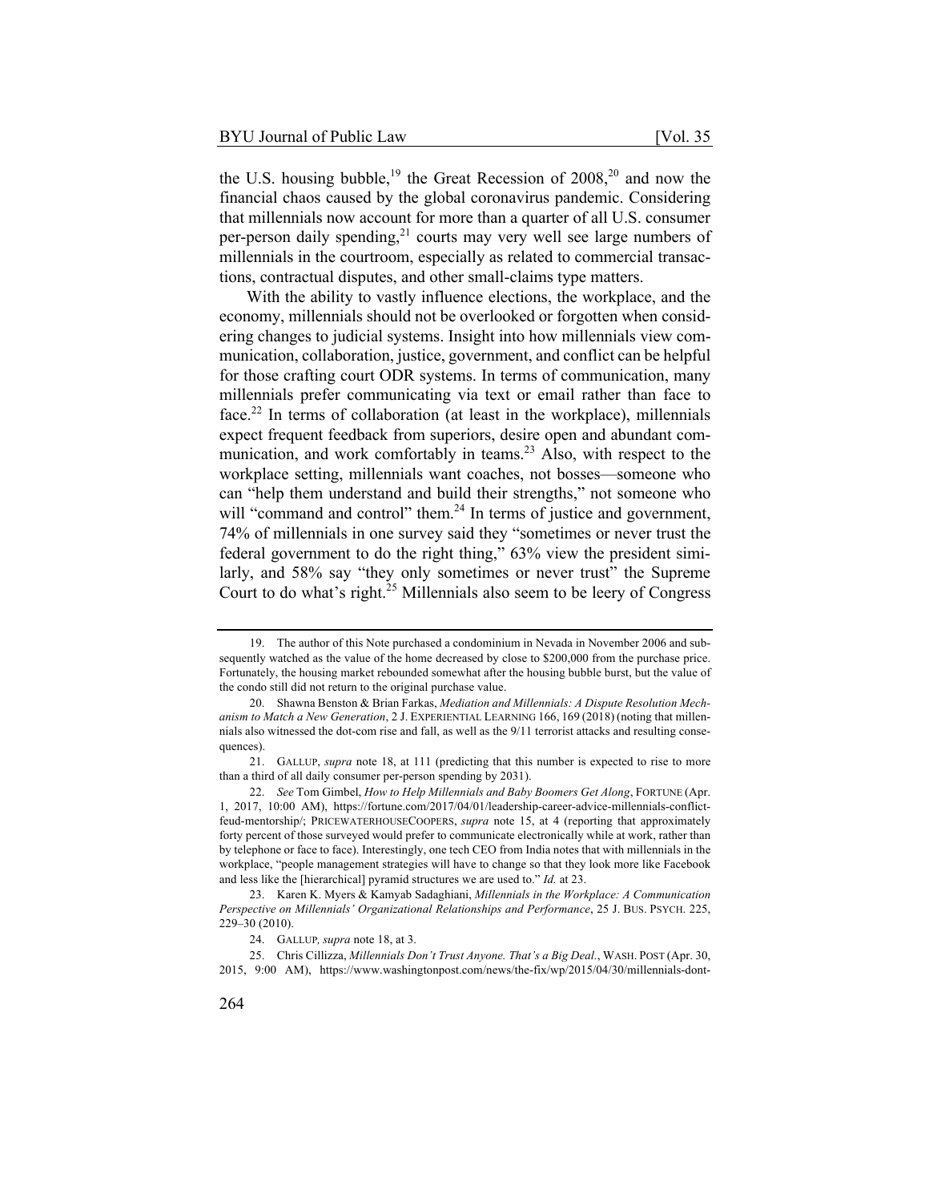the U.S. housing bubble,[19] the Great Recession of 2008,[20] and now the financial chaos caused by the global coronavirus pandemic. Considering that millennials now account for more than a quarter of all U.S. consumer per-person daily spending,[21] courts may very well see large numbers of millennials in the courtroom, especially as related to commercial transactions, contractual disputes, and other small-claims type matters.

With the ability to vastly influence elections, the workplace, and the economy, millennials should not be overlooked or forgotten when considering changes to judicial systems. Insight into how millennials view communication, collaboration, justice, government, and conflict can be helpful for those crafting court ODR systems. In terms of communication, many millennials prefer communicating via text or email rather than face to face.[22] In terms of collaboration (at least in the workplace), millennials expect frequent feedback from superiors, desire open and abundant communication, and work comfortably in teams.[23] Also, with respect to the workplace setting, millennials want coaches, not bosses—someone who can "help them understand and build their strengths," not someone who will "command and control" them.[24] In terms of justice and government, 74% of millennials in one survey said they "sometimes or never trust the federal government to do the right thing," 63% view the president similarly, and 58% say "they only sometimes or never trust" the Supreme Court to do what's right.[25] Millennials also seem to be leery of Congress

---

19. The author of this Note purchased a condominium in Nevada in November 2006 and subsequently watched as the value of the home decreased by close to $200,000 from the purchase price. Fortunately, the housing market rebounded somewhat after the housing bubble burst, but the value of the condo still did not return to the original purchase value.

20. Shawna Benston & Brian Farkas, *Mediation and Millennials: A Dispute Resolution Mechanism to Match a New Generation*, 2 J. EXPERIENTIAL LEARNING 166, 169 (2018) (noting that millennials also witnessed the dot-com rise and fall, as well as the 9/11 terrorist attacks and resulting consequences).

21. GALLUP, *supra* note 18, at 111 (predicting that this number is expected to rise to more than a third of all daily consumer per-person spending by 2031).

22. *See* Tom Gimbel, *How to Help Millennials and Baby Boomers Get Along*, FORTUNE (Apr. 1, 2017, 10:00 AM), https://fortune.com/2017/04/01/leadership-career-advice-millennials-conflict-feud-mentorship/; PRICEWATERHOUSECOOPERS, *supra* note 15, at 4 (reporting that approximately forty percent of those surveyed would prefer to communicate electronically while at work, rather than by telephone or face to face). Interestingly, one tech CEO from India notes that with millennials in the workplace, "people management strategies will have to change so that they look more like Facebook and less like the [hierarchical] pyramid structures we are used to." *Id.* at 23.

23. Karen K. Myers & Kamyab Sadaghiani, *Millennials in the Workplace: A Communication Perspective on Millennials' Organizational Relationships and Performance*, 25 J. BUS. PSYCH. 225, 229–30 (2010).

24. GALLUP, *supra* note 18, at 3.

25. Chris Cillizza, *Millennials Don't Trust Anyone. That's a Big Deal.*, WASH. POST (Apr. 30, 2015, 9:00 AM), https://www.washingtonpost.com/news/the-fix/wp/2015/04/30/millennials-dont-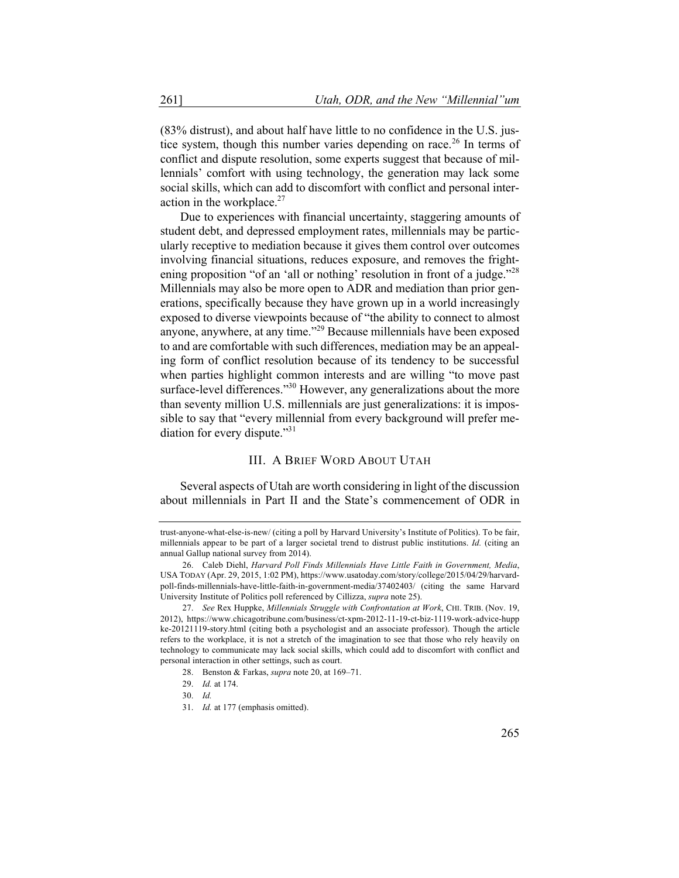(83% distrust), and about half have little to no confidence in the U.S. justice system, though this number varies depending on race.[26] In terms of conflict and dispute resolution, some experts suggest that because of millennials' comfort with using technology, the generation may lack some social skills, which can add to discomfort with conflict and personal interaction in the workplace.[27]

Due to experiences with financial uncertainty, staggering amounts of student debt, and depressed employment rates, millennials may be particularly receptive to mediation because it gives them control over outcomes involving financial situations, reduces exposure, and removes the frightening proposition "of an 'all or nothing' resolution in front of a judge."[28] Millennials may also be more open to ADR and mediation than prior generations, specifically because they have grown up in a world increasingly exposed to diverse viewpoints because of "the ability to connect to almost anyone, anywhere, at any time."[29] Because millennials have been exposed to and are comfortable with such differences, mediation may be an appealing form of conflict resolution because of its tendency to be successful when parties highlight common interests and are willing "to move past surface-level differences."[30] However, any generalizations about the more than seventy million U.S. millennials are just generalizations: it is impossible to say that "every millennial from every background will prefer mediation for every dispute."[31]

## III. A Brief Word About Utah

Several aspects of Utah are worth considering in light of the discussion about millennials in Part II and the State's commencement of ODR in

---

trust-anyone-what-else-is-new/ (citing a poll by Harvard University's Institute of Politics). To be fair, millennials appear to be part of a larger societal trend to distrust public institutions. *Id.* (citing an annual Gallup national survey from 2014).

26. Caleb Diehl, *Harvard Poll Finds Millennials Have Little Faith in Government, Media*, USA TODAY (Apr. 29, 2015, 1:02 PM), https://www.usatoday.com/story/college/2015/04/29/harvard-poll-finds-millennials-have-little-faith-in-government-media/37402403/ (citing the same Harvard University Institute of Politics poll referenced by Cillizza, *supra* note 25).

27. *See* Rex Huppke, *Millennials Struggle with Confrontation at Work*, CHI. TRIB. (Nov. 19, 2012), https://www.chicagotribune.com/business/ct-xpm-2012-11-19-ct-biz-1119-work-advice-huppke-20121119-story.html (citing both a psychologist and an associate professor). Though the article refers to the workplace, it is not a stretch of the imagination to see that those who rely heavily on technology to communicate may lack social skills, which could add to discomfort with conflict and personal interaction in other settings, such as court.

28. Benston & Farkas, *supra* note 20, at 169–71.

29. *Id.* at 174.

30. *Id.*

31. *Id.* at 177 (emphasis omitted).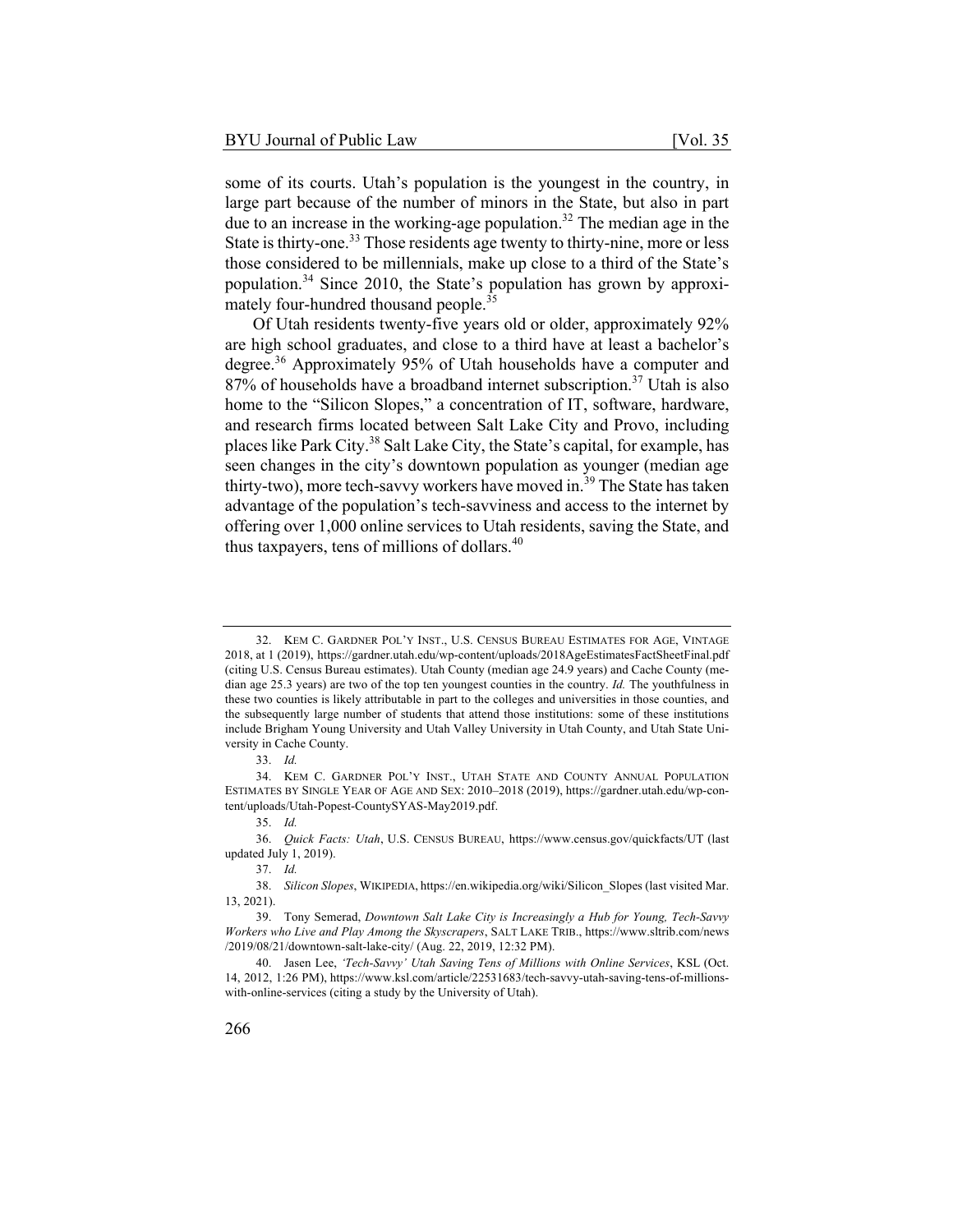some of its courts. Utah's population is the youngest in the country, in large part because of the number of minors in the State, but also in part due to an increase in the working-age population.[32] The median age in the State is thirty-one.[33] Those residents age twenty to thirty-nine, more or less those considered to be millennials, make up close to a third of the State's population.[34] Since 2010, the State's population has grown by approximately four-hundred thousand people.[35]

Of Utah residents twenty-five years old or older, approximately 92% are high school graduates, and close to a third have at least a bachelor's degree.[36] Approximately 95% of Utah households have a computer and 87% of households have a broadband internet subscription.[37] Utah is also home to the "Silicon Slopes," a concentration of IT, software, hardware, and research firms located between Salt Lake City and Provo, including places like Park City.[38] Salt Lake City, the State's capital, for example, has seen changes in the city's downtown population as younger (median age thirty-two), more tech-savvy workers have moved in.[39] The State has taken advantage of the population's tech-savviness and access to the internet by offering over 1,000 online services to Utah residents, saving the State, and thus taxpayers, tens of millions of dollars.[40]

---

32. KEM C. GARDNER POL'Y INST., U.S. CENSUS BUREAU ESTIMATES FOR AGE, VINTAGE 2018, at 1 (2019), https://gardner.utah.edu/wp-content/uploads/2018AgeEstimatesFactSheetFinal.pdf (citing U.S. Census Bureau estimates). Utah County (median age 24.9 years) and Cache County (median age 25.3 years) are two of the top ten youngest counties in the country. *Id.* The youthfulness in these two counties is likely attributable in part to the colleges and universities in those counties, and the subsequently large number of students that attend those institutions: some of these institutions include Brigham Young University and Utah Valley University in Utah County, and Utah State University in Cache County.

33. *Id.*

34. KEM C. GARDNER POL'Y INST., UTAH STATE AND COUNTY ANNUAL POPULATION ESTIMATES BY SINGLE YEAR OF AGE AND SEX: 2010–2018 (2019), https://gardner.utah.edu/wp-content/uploads/Utah-Popest-CountySYAS-May2019.pdf.

35. *Id.*

36. *Quick Facts: Utah*, U.S. CENSUS BUREAU, https://www.census.gov/quickfacts/UT (last updated July 1, 2019).

37. *Id.*

38. *Silicon Slopes*, WIKIPEDIA, https://en.wikipedia.org/wiki/Silicon_Slopes (last visited Mar. 13, 2021).

39. Tony Semerad, *Downtown Salt Lake City is Increasingly a Hub for Young, Tech-Savvy Workers who Live and Play Among the Skyscrapers*, SALT LAKE TRIB., https://www.sltrib.com/news/2019/08/21/downtown-salt-lake-city/ (Aug. 22, 2019, 12:32 PM).

40. Jasen Lee, *'Tech-Savvy' Utah Saving Tens of Millions with Online Services*, KSL (Oct. 14, 2012, 1:26 PM), https://www.ksl.com/article/22531683/tech-savvy-utah-saving-tens-of-millions-with-online-services (citing a study by the University of Utah).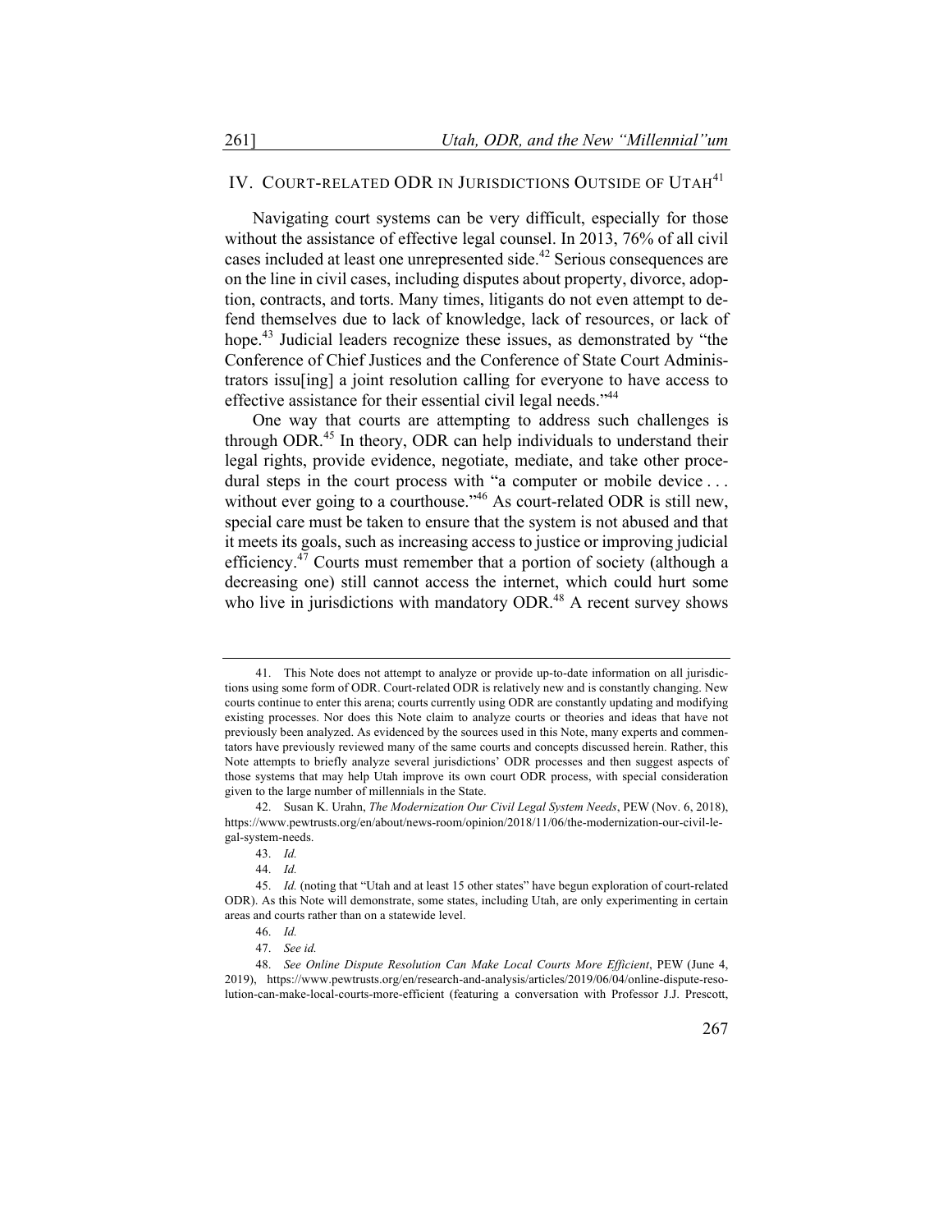## IV. COURT-RELATED ODR IN JURISDICTIONS OUTSIDE OF UTAH[41]

Navigating court systems can be very difficult, especially for those without the assistance of effective legal counsel. In 2013, 76% of all civil cases included at least one unrepresented side.[42] Serious consequences are on the line in civil cases, including disputes about property, divorce, adoption, contracts, and torts. Many times, litigants do not even attempt to defend themselves due to lack of knowledge, lack of resources, or lack of hope.[43] Judicial leaders recognize these issues, as demonstrated by "the Conference of Chief Justices and the Conference of State Court Administrators issu[ing] a joint resolution calling for everyone to have access to effective assistance for their essential civil legal needs."[44]

One way that courts are attempting to address such challenges is through ODR.[45] In theory, ODR can help individuals to understand their legal rights, provide evidence, negotiate, mediate, and take other procedural steps in the court process with "a computer or mobile device . . . without ever going to a courthouse."[46] As court-related ODR is still new, special care must be taken to ensure that the system is not abused and that it meets its goals, such as increasing access to justice or improving judicial efficiency.[47] Courts must remember that a portion of society (although a decreasing one) still cannot access the internet, which could hurt some who live in jurisdictions with mandatory ODR.[48] A recent survey shows

---

41. This Note does not attempt to analyze or provide up-to-date information on all jurisdictions using some form of ODR. Court-related ODR is relatively new and is constantly changing. New courts continue to enter this arena; courts currently using ODR are constantly updating and modifying existing processes. Nor does this Note claim to analyze courts or theories and ideas that have not previously been analyzed. As evidenced by the sources used in this Note, many experts and commentators have previously reviewed many of the same courts and concepts discussed herein. Rather, this Note attempts to briefly analyze several jurisdictions' ODR processes and then suggest aspects of those systems that may help Utah improve its own court ODR process, with special consideration given to the large number of millennials in the State.

42. Susan K. Urahn, *The Modernization Our Civil Legal System Needs*, PEW (Nov. 6, 2018), https://www.pewtrusts.org/en/about/news-room/opinion/2018/11/06/the-modernization-our-civil-legal-system-needs.

43. *Id.*

44. *Id.*

45. *Id.* (noting that "Utah and at least 15 other states" have begun exploration of court-related ODR). As this Note will demonstrate, some states, including Utah, are only experimenting in certain areas and courts rather than on a statewide level.

46. *Id.*

47. *See id.*

48. *See Online Dispute Resolution Can Make Local Courts More Efficient*, PEW (June 4, 2019), https://www.pewtrusts.org/en/research-and-analysis/articles/2019/06/04/online-dispute-resolution-can-make-local-courts-more-efficient (featuring a conversation with Professor J.J. Prescott,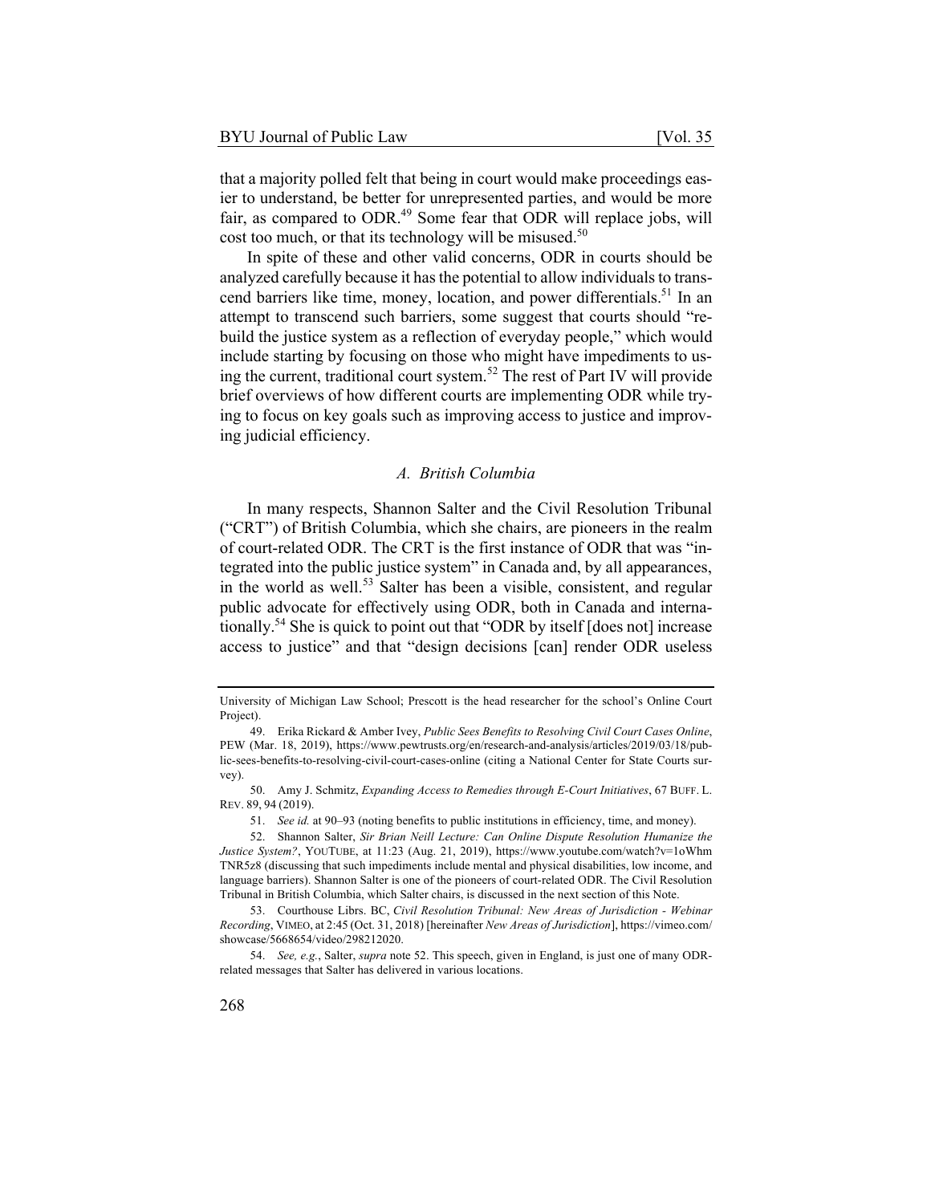that a majority polled felt that being in court would make proceedings easier to understand, be better for unrepresented parties, and would be more fair, as compared to ODR.[49] Some fear that ODR will replace jobs, will cost too much, or that its technology will be misused.[50]

In spite of these and other valid concerns, ODR in courts should be analyzed carefully because it has the potential to allow individuals to transcend barriers like time, money, location, and power differentials.[51] In an attempt to transcend such barriers, some suggest that courts should "rebuild the justice system as a reflection of everyday people," which would include starting by focusing on those who might have impediments to using the current, traditional court system.[52] The rest of Part IV will provide brief overviews of how different courts are implementing ODR while trying to focus on key goals such as improving access to justice and improving judicial efficiency.

### *A. British Columbia*

In many respects, Shannon Salter and the Civil Resolution Tribunal ("CRT") of British Columbia, which she chairs, are pioneers in the realm of court-related ODR. The CRT is the first instance of ODR that was "integrated into the public justice system" in Canada and, by all appearances, in the world as well.[53] Salter has been a visible, consistent, and regular public advocate for effectively using ODR, both in Canada and internationally.[54] She is quick to point out that "ODR by itself [does not] increase access to justice" and that "design decisions [can] render ODR useless

---

University of Michigan Law School; Prescott is the head researcher for the school's Online Court Project).

49. Erika Rickard & Amber Ivey, *Public Sees Benefits to Resolving Civil Court Cases Online*, PEW (Mar. 18, 2019), https://www.pewtrusts.org/en/research-and-analysis/articles/2019/03/18/public-sees-benefits-to-resolving-civil-court-cases-online (citing a National Center for State Courts survey).

50. Amy J. Schmitz, *Expanding Access to Remedies through E-Court Initiatives*, 67 BUFF. L. REV. 89, 94 (2019).

51. *See id.* at 90–93 (noting benefits to public institutions in efficiency, time, and money).

52. Shannon Salter, *Sir Brian Neill Lecture: Can Online Dispute Resolution Humanize the Justice System?*, YOUTUBE, at 11:23 (Aug. 21, 2019), https://www.youtube.com/watch?v=1oWhmTNR5z8 (discussing that such impediments include mental and physical disabilities, low income, and language barriers). Shannon Salter is one of the pioneers of court-related ODR. The Civil Resolution Tribunal in British Columbia, which Salter chairs, is discussed in the next section of this Note.

53. Courthouse Librs. BC, *Civil Resolution Tribunal: New Areas of Jurisdiction - Webinar Recording*, VIMEO, at 2:45 (Oct. 31, 2018) [hereinafter *New Areas of Jurisdiction*], https://vimeo.com/showcase/5668654/video/298212020.

54. *See, e.g.*, Salter, *supra* note 52. This speech, given in England, is just one of many ODR-related messages that Salter has delivered in various locations.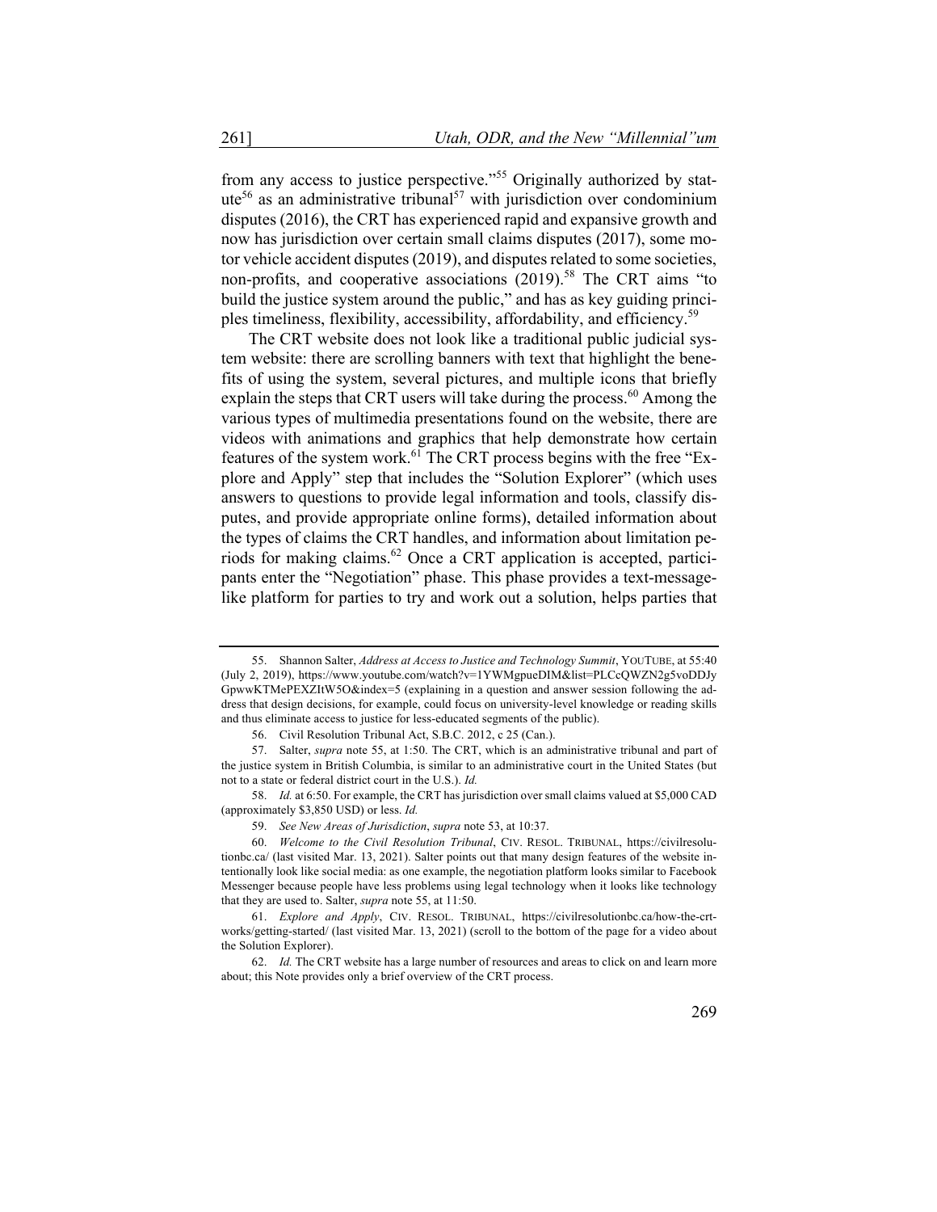from any access to justice perspective."[55] Originally authorized by statute[56] as an administrative tribunal[57] with jurisdiction over condominium disputes (2016), the CRT has experienced rapid and expansive growth and now has jurisdiction over certain small claims disputes (2017), some motor vehicle accident disputes (2019), and disputes related to some societies, non-profits, and cooperative associations (2019).[58] The CRT aims "to build the justice system around the public," and has as key guiding principles timeliness, flexibility, accessibility, affordability, and efficiency.[59]

The CRT website does not look like a traditional public judicial system website: there are scrolling banners with text that highlight the benefits of using the system, several pictures, and multiple icons that briefly explain the steps that CRT users will take during the process.[60] Among the various types of multimedia presentations found on the website, there are videos with animations and graphics that help demonstrate how certain features of the system work.[61] The CRT process begins with the free "Explore and Apply" step that includes the "Solution Explorer" (which uses answers to questions to provide legal information and tools, classify disputes, and provide appropriate online forms), detailed information about the types of claims the CRT handles, and information about limitation periods for making claims.[62] Once a CRT application is accepted, participants enter the "Negotiation" phase. This phase provides a text-message-like platform for parties to try and work out a solution, helps parties that

---

55. Shannon Salter, *Address at Access to Justice and Technology Summit*, YOUTUBE, at 55:40 (July 2, 2019), https://www.youtube.com/watch?v=1YWMgpueDIM&list=PLCcQWZN2g5voDDJyGpwwKTMePEXZItW5O&index=5 (explaining in a question and answer session following the address that design decisions, for example, could focus on university-level knowledge or reading skills and thus eliminate access to justice for less-educated segments of the public).

56. Civil Resolution Tribunal Act, S.B.C. 2012, c 25 (Can.).

57. Salter, *supra* note 55, at 1:50. The CRT, which is an administrative tribunal and part of the justice system in British Columbia, is similar to an administrative court in the United States (but not to a state or federal district court in the U.S.). *Id.*

58. *Id.* at 6:50. For example, the CRT has jurisdiction over small claims valued at $5,000 CAD (approximately $3,850 USD) or less. *Id.*

59. *See New Areas of Jurisdiction*, *supra* note 53, at 10:37.

60. *Welcome to the Civil Resolution Tribunal*, CIV. RESOL. TRIBUNAL, https://civilresolutionbc.ca/ (last visited Mar. 13, 2021). Salter points out that many design features of the website intentionally look like social media: as one example, the negotiation platform looks similar to Facebook Messenger because people have less problems using legal technology when it looks like technology that they are used to. Salter, *supra* note 55, at 11:50.

61. *Explore and Apply*, CIV. RESOL. TRIBUNAL, https://civilresolutionbc.ca/how-the-crt-works/getting-started/ (last visited Mar. 13, 2021) (scroll to the bottom of the page for a video about the Solution Explorer).

62. *Id.* The CRT website has a large number of resources and areas to click on and learn more about; this Note provides only a brief overview of the CRT process.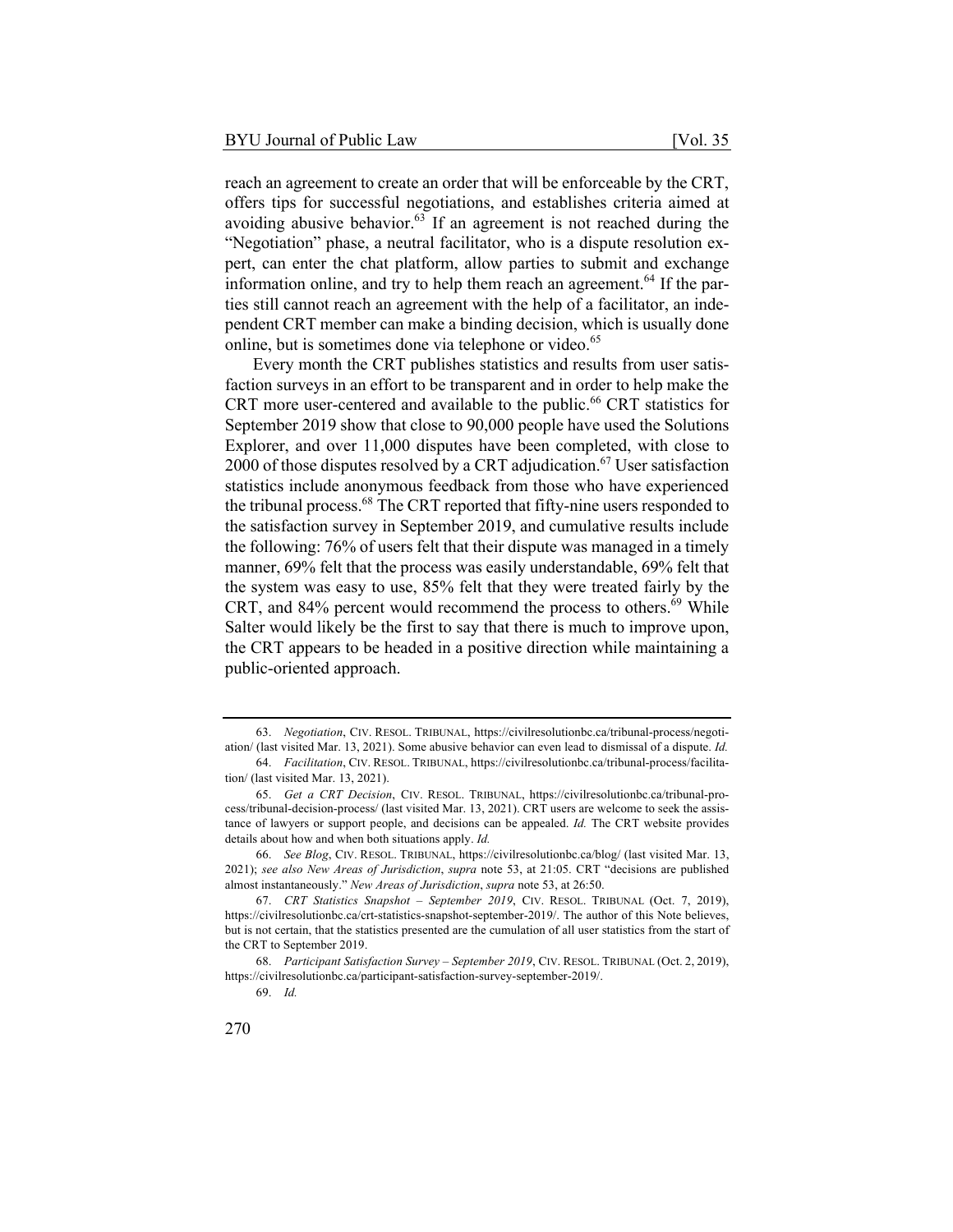reach an agreement to create an order that will be enforceable by the CRT, offers tips for successful negotiations, and establishes criteria aimed at avoiding abusive behavior.[63] If an agreement is not reached during the "Negotiation" phase, a neutral facilitator, who is a dispute resolution expert, can enter the chat platform, allow parties to submit and exchange information online, and try to help them reach an agreement.[64] If the parties still cannot reach an agreement with the help of a facilitator, an independent CRT member can make a binding decision, which is usually done online, but is sometimes done via telephone or video.[65]

Every month the CRT publishes statistics and results from user satisfaction surveys in an effort to be transparent and in order to help make the CRT more user-centered and available to the public.[66] CRT statistics for September 2019 show that close to 90,000 people have used the Solutions Explorer, and over 11,000 disputes have been completed, with close to 2000 of those disputes resolved by a CRT adjudication.[67] User satisfaction statistics include anonymous feedback from those who have experienced the tribunal process.[68] The CRT reported that fifty-nine users responded to the satisfaction survey in September 2019, and cumulative results include the following: 76% of users felt that their dispute was managed in a timely manner, 69% felt that the process was easily understandable, 69% felt that the system was easy to use, 85% felt that they were treated fairly by the CRT, and 84% percent would recommend the process to others.[69] While Salter would likely be the first to say that there is much to improve upon, the CRT appears to be headed in a positive direction while maintaining a public-oriented approach.

---

63. *Negotiation*, CIV. RESOL. TRIBUNAL, https://civilresolutionbc.ca/tribunal-process/negotiation/ (last visited Mar. 13, 2021). Some abusive behavior can even lead to dismissal of a dispute. *Id.*

64. *Facilitation*, CIV. RESOL. TRIBUNAL, https://civilresolutionbc.ca/tribunal-process/facilitation/ (last visited Mar. 13, 2021).

65. *Get a CRT Decision*, CIV. RESOL. TRIBUNAL, https://civilresolutionbc.ca/tribunal-process/tribunal-decision-process/ (last visited Mar. 13, 2021). CRT users are welcome to seek the assistance of lawyers or support people, and decisions can be appealed. *Id.* The CRT website provides details about how and when both situations apply. *Id.*

66. *See Blog*, CIV. RESOL. TRIBUNAL, https://civilresolutionbc.ca/blog/ (last visited Mar. 13, 2021); *see also New Areas of Jurisdiction*, *supra* note 53, at 21:05. CRT "decisions are published almost instantaneously." *New Areas of Jurisdiction*, *supra* note 53, at 26:50.

67. *CRT Statistics Snapshot – September 2019*, CIV. RESOL. TRIBUNAL (Oct. 7, 2019), https://civilresolutionbc.ca/crt-statistics-snapshot-september-2019/. The author of this Note believes, but is not certain, that the statistics presented are the cumulation of all user statistics from the start of the CRT to September 2019.

68. *Participant Satisfaction Survey – September 2019*, CIV. RESOL. TRIBUNAL (Oct. 2, 2019), https://civilresolutionbc.ca/participant-satisfaction-survey-september-2019/.

69. *Id.*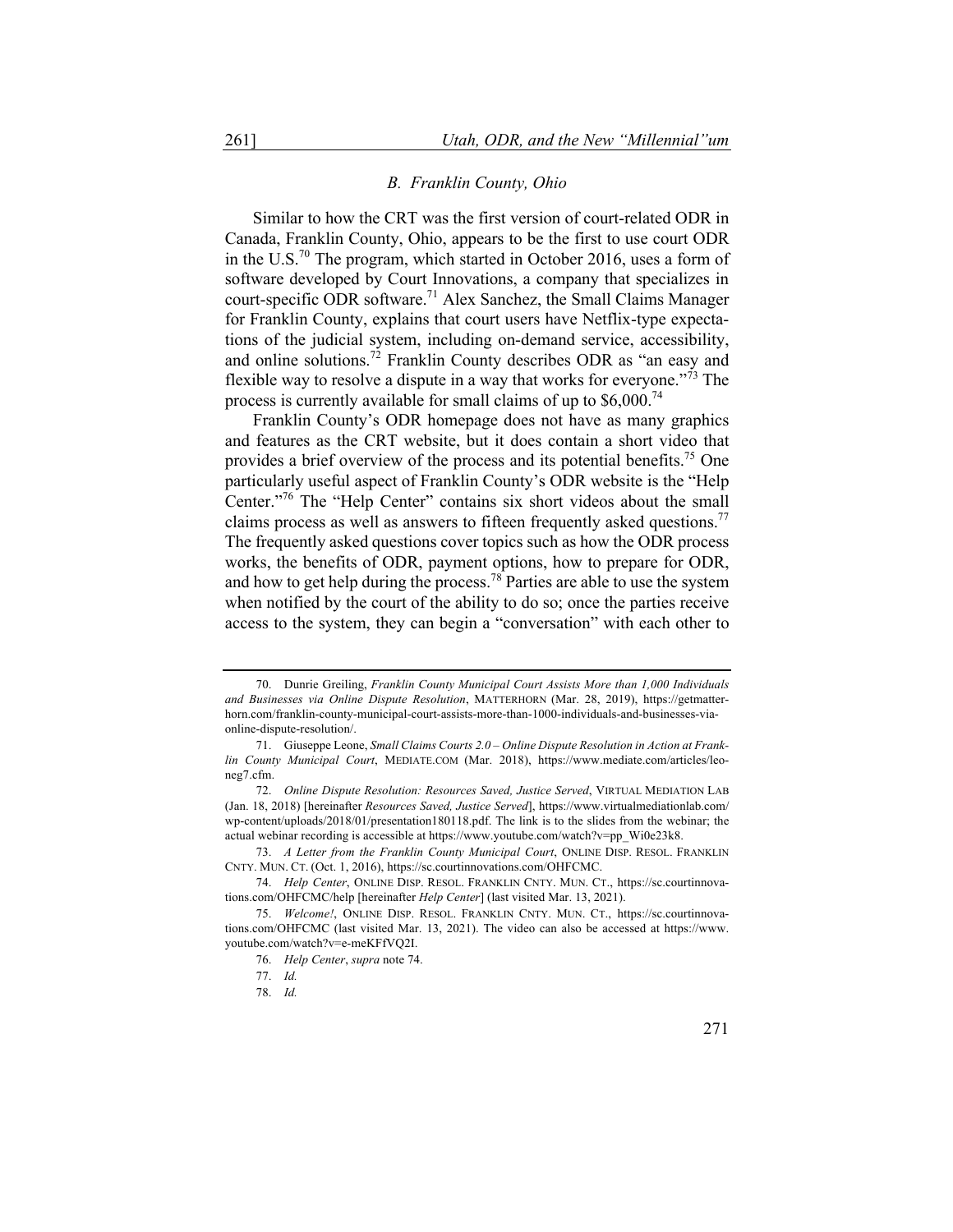### *B. Franklin County, Ohio*

Similar to how the CRT was the first version of court-related ODR in Canada, Franklin County, Ohio, appears to be the first to use court ODR in the U.S.[70] The program, which started in October 2016, uses a form of software developed by Court Innovations, a company that specializes in court-specific ODR software.[71] Alex Sanchez, the Small Claims Manager for Franklin County, explains that court users have Netflix-type expectations of the judicial system, including on-demand service, accessibility, and online solutions.[72] Franklin County describes ODR as "an easy and flexible way to resolve a dispute in a way that works for everyone."[73] The process is currently available for small claims of up to $6,000.[74]

Franklin County's ODR homepage does not have as many graphics and features as the CRT website, but it does contain a short video that provides a brief overview of the process and its potential benefits.[75] One particularly useful aspect of Franklin County's ODR website is the "Help Center."[76] The "Help Center" contains six short videos about the small claims process as well as answers to fifteen frequently asked questions.[77] The frequently asked questions cover topics such as how the ODR process works, the benefits of ODR, payment options, how to prepare for ODR, and how to get help during the process.[78] Parties are able to use the system when notified by the court of the ability to do so; once the parties receive access to the system, they can begin a "conversation" with each other to

---

70. Dunrie Greiling, *Franklin County Municipal Court Assists More than 1,000 Individuals and Businesses via Online Dispute Resolution*, MATTERHORN (Mar. 28, 2019), https://getmatterhorn.com/franklin-county-municipal-court-assists-more-than-1000-individuals-and-businesses-via-online-dispute-resolution/.

71. Giuseppe Leone, *Small Claims Courts 2.0 – Online Dispute Resolution in Action at Franklin County Municipal Court*, MEDIATE.COM (Mar. 2018), https://www.mediate.com/articles/leoneg7.cfm.

72. *Online Dispute Resolution: Resources Saved, Justice Served*, VIRTUAL MEDIATION LAB (Jan. 18, 2018) [hereinafter *Resources Saved, Justice Served*], https://www.virtualmediationlab.com/wp-content/uploads/2018/01/presentation180118.pdf. The link is to the slides from the webinar; the actual webinar recording is accessible at https://www.youtube.com/watch?v=pp_Wi0e23k8.

73. *A Letter from the Franklin County Municipal Court*, ONLINE DISP. RESOL. FRANKLIN CNTY. MUN. CT. (Oct. 1, 2016), https://sc.courtinnovations.com/OHFCMC.

74. *Help Center*, ONLINE DISP. RESOL. FRANKLIN CNTY. MUN. CT., https://sc.courtinnovations.com/OHFCMC/help [hereinafter *Help Center*] (last visited Mar. 13, 2021).

75. *Welcome!*, ONLINE DISP. RESOL. FRANKLIN CNTY. MUN. CT., https://sc.courtinnovations.com/OHFCMC (last visited Mar. 13, 2021). The video can also be accessed at https://www.youtube.com/watch?v=e-meKFfVQ2I.

76. *Help Center*, *supra* note 74.

77. *Id.*

78. *Id.*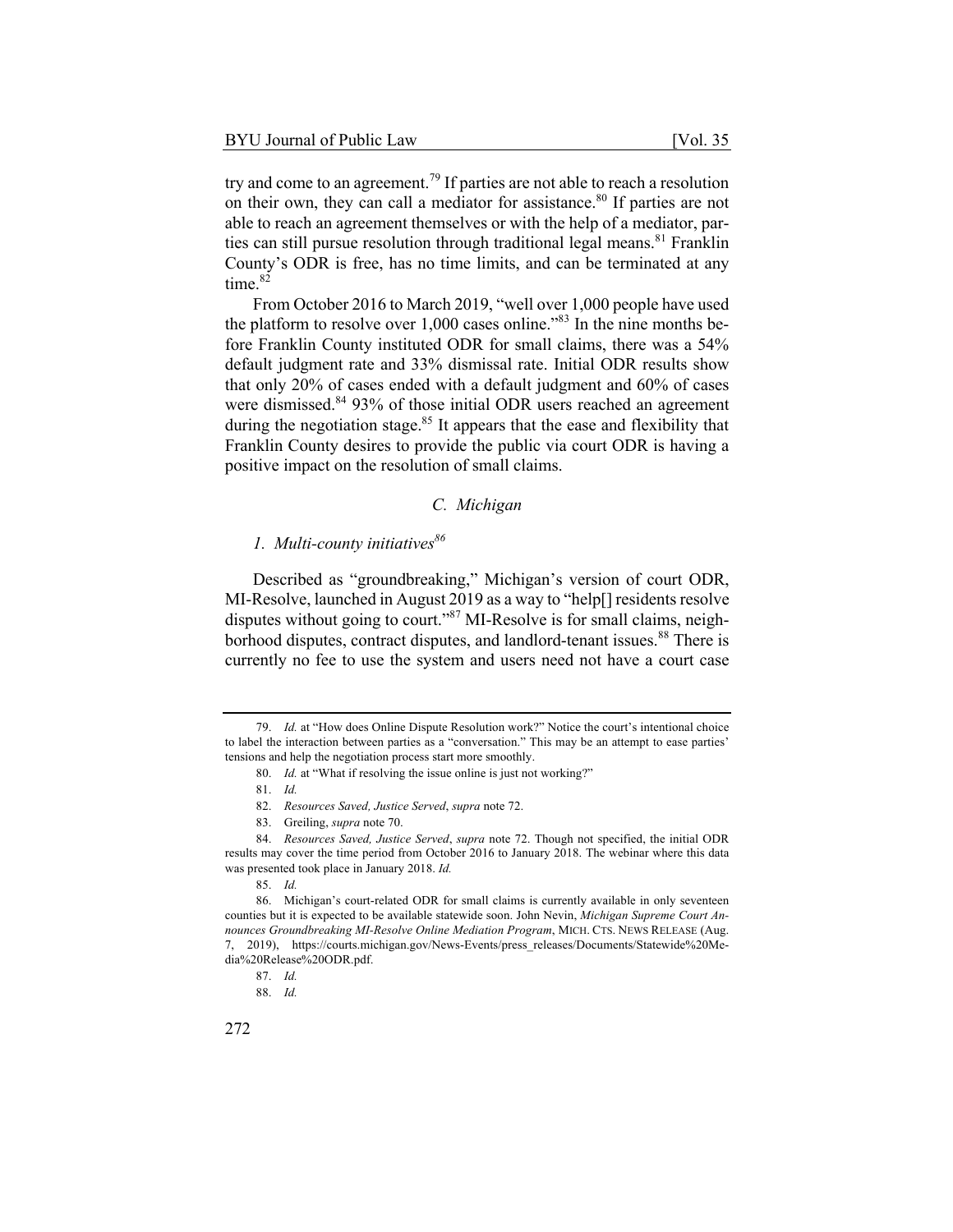try and come to an agreement.[79] If parties are not able to reach a resolution on their own, they can call a mediator for assistance.[80] If parties are not able to reach an agreement themselves or with the help of a mediator, parties can still pursue resolution through traditional legal means.[81] Franklin County's ODR is free, has no time limits, and can be terminated at any time.[82]

From October 2016 to March 2019, "well over 1,000 people have used the platform to resolve over 1,000 cases online."[83] In the nine months before Franklin County instituted ODR for small claims, there was a 54% default judgment rate and 33% dismissal rate. Initial ODR results show that only 20% of cases ended with a default judgment and 60% of cases were dismissed.[84] 93% of those initial ODR users reached an agreement during the negotiation stage.[85] It appears that the ease and flexibility that Franklin County desires to provide the public via court ODR is having a positive impact on the resolution of small claims.

### *C. Michigan*

#### *1. Multi-county initiatives*[86]

Described as "groundbreaking," Michigan's version of court ODR, MI-Resolve, launched in August 2019 as a way to "help[] residents resolve disputes without going to court."[87] MI-Resolve is for small claims, neighborhood disputes, contract disputes, and landlord-tenant issues.[88] There is currently no fee to use the system and users need not have a court case

---

79. *Id.* at "How does Online Dispute Resolution work?" Notice the court's intentional choice to label the interaction between parties as a "conversation." This may be an attempt to ease parties' tensions and help the negotiation process start more smoothly.

80. *Id.* at "What if resolving the issue online is just not working?"

81. *Id.*

82. *Resources Saved, Justice Served*, *supra* note 72.

83. Greiling, *supra* note 70.

84. *Resources Saved, Justice Served*, *supra* note 72. Though not specified, the initial ODR results may cover the time period from October 2016 to January 2018. The webinar where this data was presented took place in January 2018. *Id.*

85. *Id.*

86. Michigan's court-related ODR for small claims is currently available in only seventeen counties but it is expected to be available statewide soon. John Nevin, *Michigan Supreme Court Announces Groundbreaking MI-Resolve Online Mediation Program*, MICH. CTS. NEWS RELEASE (Aug. 7, 2019), https://courts.michigan.gov/News-Events/press_releases/Documents/Statewide%20Media%20Release%20ODR.pdf.

87. *Id.*

88. *Id.*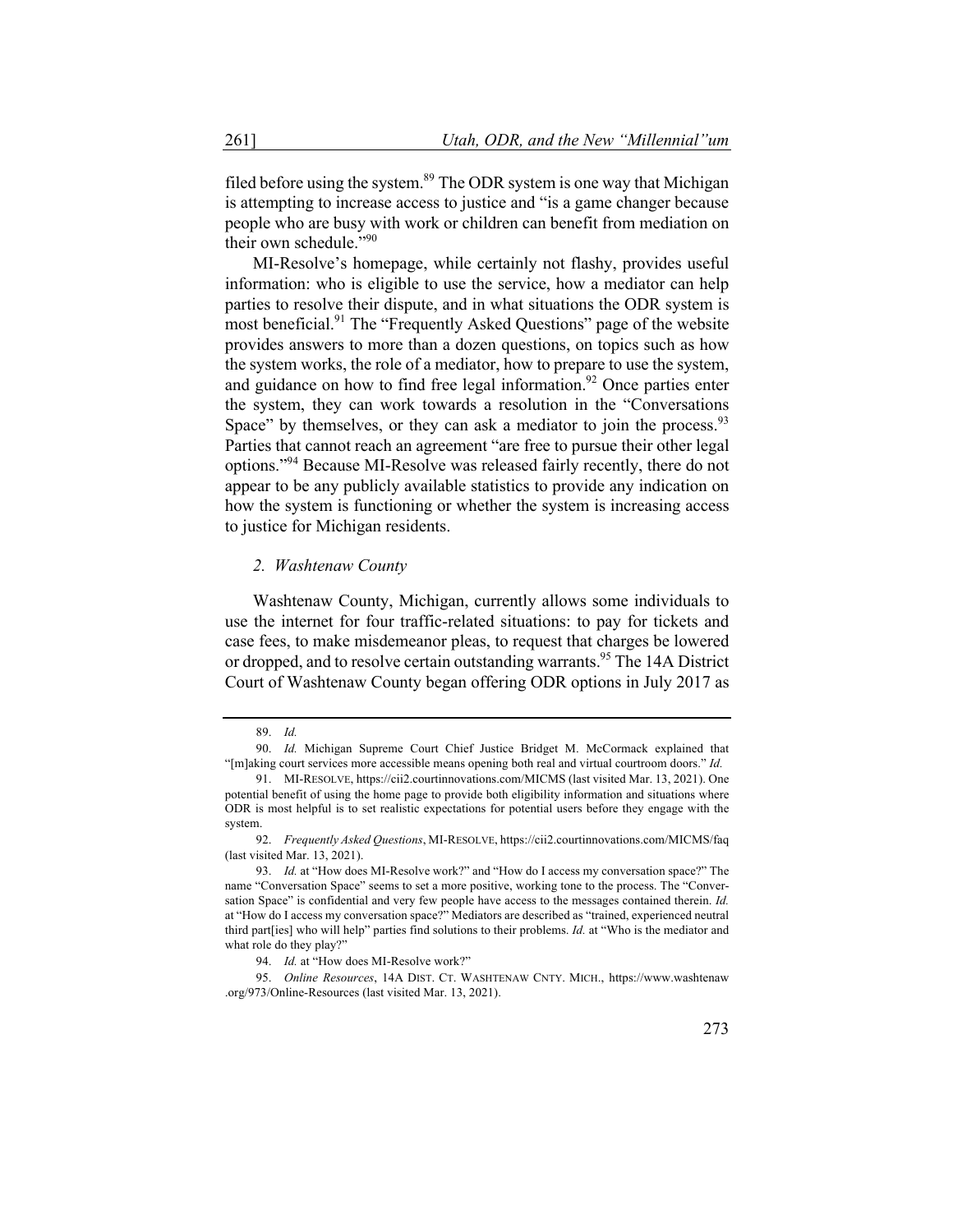filed before using the system.[89] The ODR system is one way that Michigan is attempting to increase access to justice and "is a game changer because people who are busy with work or children can benefit from mediation on their own schedule."[90]

MI-Resolve's homepage, while certainly not flashy, provides useful information: who is eligible to use the service, how a mediator can help parties to resolve their dispute, and in what situations the ODR system is most beneficial.[91] The "Frequently Asked Questions" page of the website provides answers to more than a dozen questions, on topics such as how the system works, the role of a mediator, how to prepare to use the system, and guidance on how to find free legal information.[92] Once parties enter the system, they can work towards a resolution in the "Conversations Space" by themselves, or they can ask a mediator to join the process.[93] Parties that cannot reach an agreement "are free to pursue their other legal options."[94] Because MI-Resolve was released fairly recently, there do not appear to be any publicly available statistics to provide any indication on how the system is functioning or whether the system is increasing access to justice for Michigan residents.

### *2. Washtenaw County*

Washtenaw County, Michigan, currently allows some individuals to use the internet for four traffic-related situations: to pay for tickets and case fees, to make misdemeanor pleas, to request that charges be lowered or dropped, and to resolve certain outstanding warrants.[95] The 14A District Court of Washtenaw County began offering ODR options in July 2017 as

---

89. *Id.*

90. *Id.* Michigan Supreme Court Chief Justice Bridget M. McCormack explained that "[m]aking court services more accessible means opening both real and virtual courtroom doors." *Id.*

91. MI-RESOLVE, https://cii2.courtinnovations.com/MICMS (last visited Mar. 13, 2021). One potential benefit of using the home page to provide both eligibility information and situations where ODR is most helpful is to set realistic expectations for potential users before they engage with the system.

92. *Frequently Asked Questions*, MI-RESOLVE, https://cii2.courtinnovations.com/MICMS/faq (last visited Mar. 13, 2021).

93. *Id.* at "How does MI-Resolve work?" and "How do I access my conversation space?" The name "Conversation Space" seems to set a more positive, working tone to the process. The "Conversation Space" is confidential and very few people have access to the messages contained therein. *Id.* at "How do I access my conversation space?" Mediators are described as "trained, experienced neutral third part[ies] who will help" parties find solutions to their problems. *Id.* at "Who is the mediator and what role do they play?"

94. *Id.* at "How does MI-Resolve work?"

95. *Online Resources*, 14A DIST. CT. WASHTENAW CNTY. MICH., https://www.washtenaw.org/973/Online-Resources (last visited Mar. 13, 2021).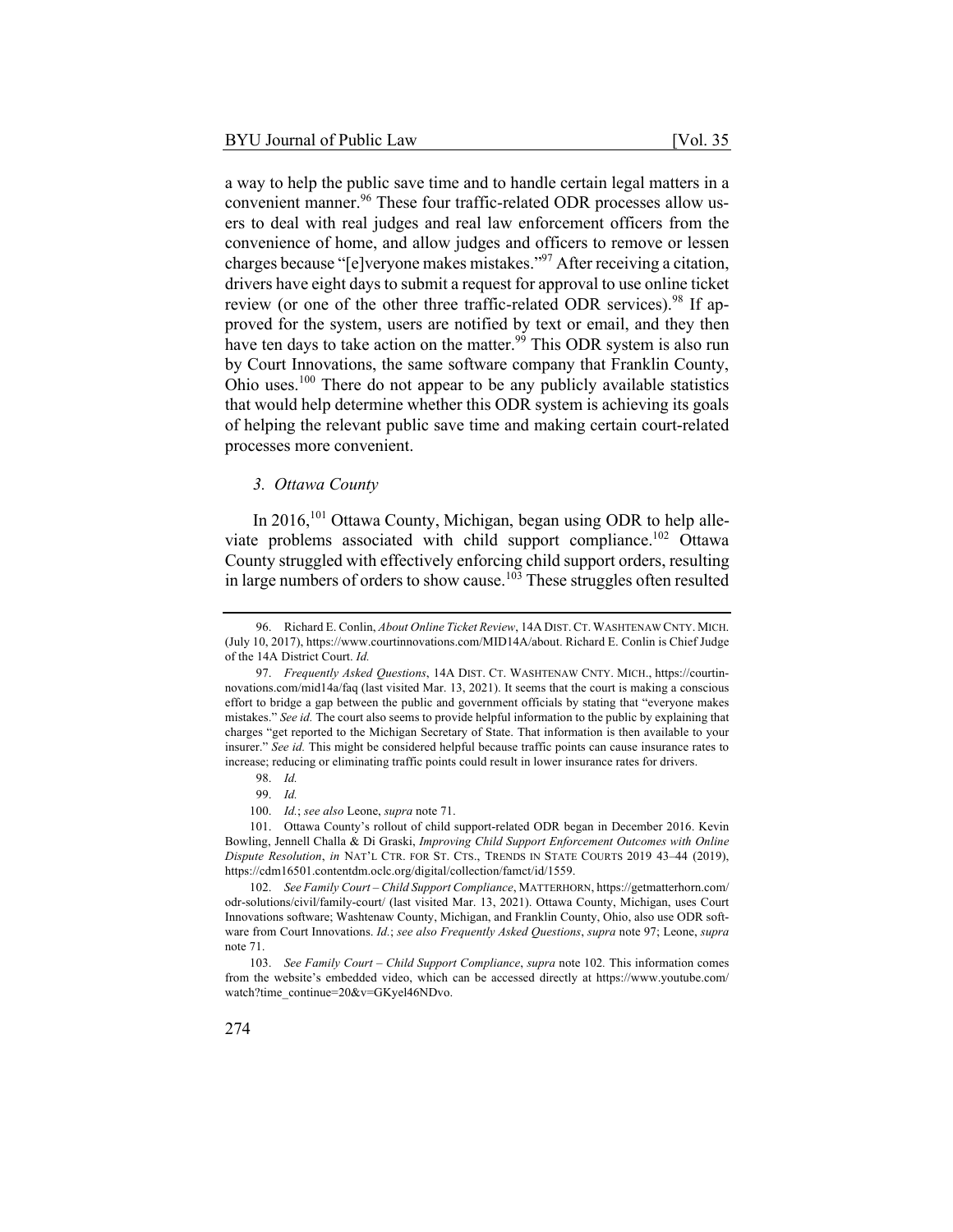a way to help the public save time and to handle certain legal matters in a convenient manner.[96] These four traffic-related ODR processes allow users to deal with real judges and real law enforcement officers from the convenience of home, and allow judges and officers to remove or lessen charges because "[e]veryone makes mistakes."[97] After receiving a citation, drivers have eight days to submit a request for approval to use online ticket review (or one of the other three traffic-related ODR services).[98] If approved for the system, users are notified by text or email, and they then have ten days to take action on the matter.[99] This ODR system is also run by Court Innovations, the same software company that Franklin County, Ohio uses.[100] There do not appear to be any publicly available statistics that would help determine whether this ODR system is achieving its goals of helping the relevant public save time and making certain court-related processes more convenient.

### *3. Ottawa County*

In 2016,[101] Ottawa County, Michigan, began using ODR to help alleviate problems associated with child support compliance.[102] Ottawa County struggled with effectively enforcing child support orders, resulting in large numbers of orders to show cause.[103] These struggles often resulted

---

96. Richard E. Conlin, *About Online Ticket Review*, 14A DIST. CT. WASHTENAW CNTY. MICH. (July 10, 2017), https://www.courtinnovations.com/MID14A/about. Richard E. Conlin is Chief Judge of the 14A District Court. *Id.*

97. *Frequently Asked Questions*, 14A DIST. CT. WASHTENAW CNTY. MICH., https://courtinnovations.com/mid14a/faq (last visited Mar. 13, 2021). It seems that the court is making a conscious effort to bridge a gap between the public and government officials by stating that "everyone makes mistakes." *See id.* The court also seems to provide helpful information to the public by explaining that charges "get reported to the Michigan Secretary of State. That information is then available to your insurer." *See id.* This might be considered helpful because traffic points can cause insurance rates to increase; reducing or eliminating traffic points could result in lower insurance rates for drivers.

98. *Id.*

99. *Id.*

100. *Id.*; *see also* Leone, *supra* note 71.

101. Ottawa County's rollout of child support-related ODR began in December 2016. Kevin Bowling, Jennell Challa & Di Graski, *Improving Child Support Enforcement Outcomes with Online Dispute Resolution*, *in* NAT'L CTR. FOR ST. CTS., TRENDS IN STATE COURTS 2019 43–44 (2019), https://cdm16501.contentdm.oclc.org/digital/collection/famct/id/1559.

102. *See Family Court – Child Support Compliance*, MATTERHORN, https://getmatterhorn.com/odr-solutions/civil/family-court/ (last visited Mar. 13, 2021). Ottawa County, Michigan, uses Court Innovations software; Washtenaw County, Michigan, and Franklin County, Ohio, also use ODR software from Court Innovations. *Id.*; *see also Frequently Asked Questions*, *supra* note 97; Leone, *supra* note 71.

103. *See Family Court – Child Support Compliance*, *supra* note 102. This information comes from the website's embedded video, which can be accessed directly at https://www.youtube.com/watch?time_continue=20&v=GKyel46NDvo.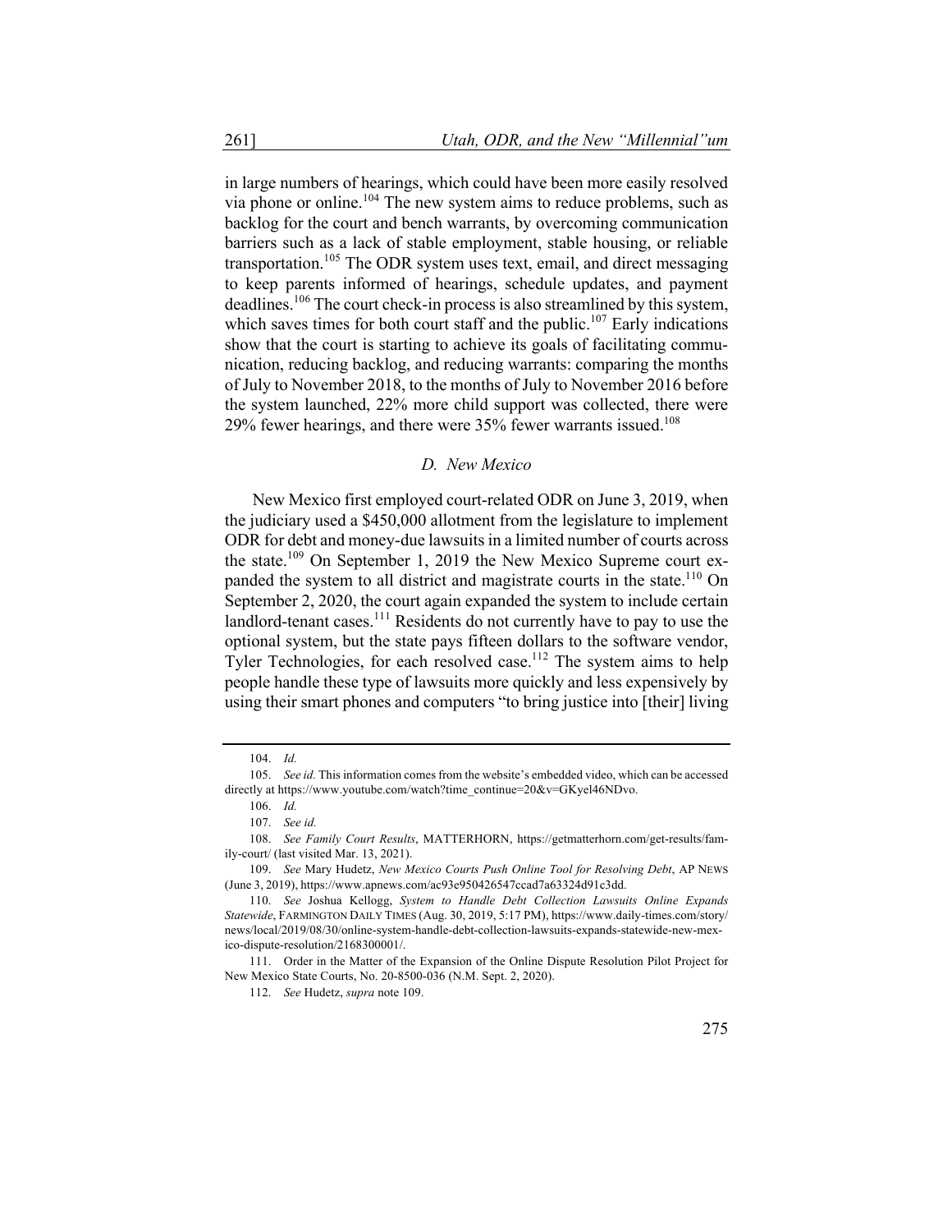in large numbers of hearings, which could have been more easily resolved via phone or online.[104] The new system aims to reduce problems, such as backlog for the court and bench warrants, by overcoming communication barriers such as a lack of stable employment, stable housing, or reliable transportation.[105] The ODR system uses text, email, and direct messaging to keep parents informed of hearings, schedule updates, and payment deadlines.[106] The court check-in process is also streamlined by this system, which saves times for both court staff and the public.[107] Early indications show that the court is starting to achieve its goals of facilitating communication, reducing backlog, and reducing warrants: comparing the months of July to November 2018, to the months of July to November 2016 before the system launched, 22% more child support was collected, there were 29% fewer hearings, and there were 35% fewer warrants issued.[108]

### *D. New Mexico*

New Mexico first employed court-related ODR on June 3, 2019, when the judiciary used a $450,000 allotment from the legislature to implement ODR for debt and money-due lawsuits in a limited number of courts across the state.[109] On September 1, 2019 the New Mexico Supreme court expanded the system to all district and magistrate courts in the state.[110] On September 2, 2020, the court again expanded the system to include certain landlord-tenant cases.[111] Residents do not currently have to pay to use the optional system, but the state pays fifteen dollars to the software vendor, Tyler Technologies, for each resolved case.[112] The system aims to help people handle these type of lawsuits more quickly and less expensively by using their smart phones and computers "to bring justice into [their] living

---

104. *Id.*

105. *See id.* This information comes from the website's embedded video, which can be accessed directly at https://www.youtube.com/watch?time_continue=20&v=GKyel46NDvo.

106. *Id.*

107. *See id.*

108. *See Family Court Results*, MATTERHORN, https://getmatterhorn.com/get-results/family-court/ (last visited Mar. 13, 2021).

109. *See* Mary Hudetz, *New Mexico Courts Push Online Tool for Resolving Debt*, AP NEWS (June 3, 2019), https://www.apnews.com/ac93e950426547ccad7a63324d91c3dd.

110. *See* Joshua Kellogg, *System to Handle Debt Collection Lawsuits Online Expands Statewide*, FARMINGTON DAILY TIMES (Aug. 30, 2019, 5:17 PM), https://www.daily-times.com/story/news/local/2019/08/30/online-system-handle-debt-collection-lawsuits-expands-statewide-new-mexico-dispute-resolution/2168300001/.

111. Order in the Matter of the Expansion of the Online Dispute Resolution Pilot Project for New Mexico State Courts, No. 20-8500-036 (N.M. Sept. 2, 2020).

112. *See* Hudetz, *supra* note 109.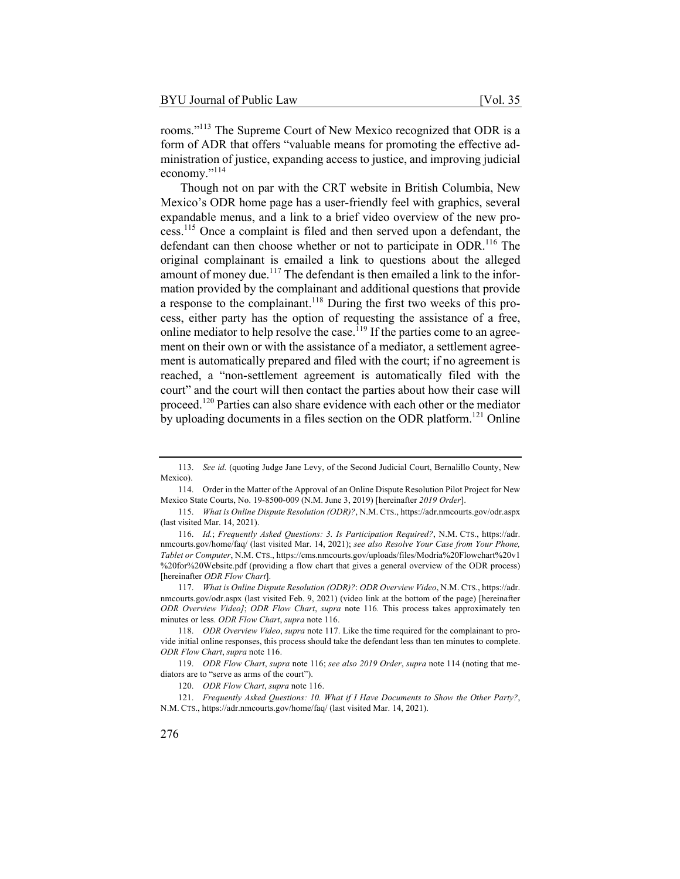rooms."[113] The Supreme Court of New Mexico recognized that ODR is a form of ADR that offers "valuable means for promoting the effective administration of justice, expanding access to justice, and improving judicial economy."[114]

Though not on par with the CRT website in British Columbia, New Mexico's ODR home page has a user-friendly feel with graphics, several expandable menus, and a link to a brief video overview of the new process.[115] Once a complaint is filed and then served upon a defendant, the defendant can then choose whether or not to participate in ODR.[116] The original complainant is emailed a link to questions about the alleged amount of money due.[117] The defendant is then emailed a link to the information provided by the complainant and additional questions that provide a response to the complainant.[118] During the first two weeks of this process, either party has the option of requesting the assistance of a free, online mediator to help resolve the case.[119] If the parties come to an agreement on their own or with the assistance of a mediator, a settlement agreement is automatically prepared and filed with the court; if no agreement is reached, a "non-settlement agreement is automatically filed with the court" and the court will then contact the parties about how their case will proceed.[120] Parties can also share evidence with each other or the mediator by uploading documents in a files section on the ODR platform.[121] Online

---

113. *See id.* (quoting Judge Jane Levy, of the Second Judicial Court, Bernalillo County, New Mexico).

114. Order in the Matter of the Approval of an Online Dispute Resolution Pilot Project for New Mexico State Courts, No. 19-8500-009 (N.M. June 3, 2019) [hereinafter *2019 Order*].

115. *What is Online Dispute Resolution (ODR)?*, N.M. CTS., https://adr.nmcourts.gov/odr.aspx (last visited Mar. 14, 2021).

116. *Id.*; *Frequently Asked Questions: 3. Is Participation Required?*, N.M. CTS., https://adr.nmcourts.gov/home/faq/ (last visited Mar. 14, 2021); *see also Resolve Your Case from Your Phone, Tablet or Computer*, N.M. CTS., https://cms.nmcourts.gov/uploads/files/Modria%20Flowchart%20v1%20for%20Website.pdf (providing a flow chart that gives a general overview of the ODR process) [hereinafter *ODR Flow Chart*].

117. *What is Online Dispute Resolution (ODR)?*: *ODR Overview Video*, N.M. CTS., https://adr.nmcourts.gov/odr.aspx (last visited Feb. 9, 2021) (video link at the bottom of the page) [hereinafter *ODR Overview Video*]; *ODR Flow Chart*, *supra* note 116. This process takes approximately ten minutes or less. *ODR Flow Chart*, *supra* note 116.

118. *ODR Overview Video*, *supra* note 117. Like the time required for the complainant to provide initial online responses, this process should take the defendant less than ten minutes to complete. *ODR Flow Chart*, *supra* note 116.

119. *ODR Flow Chart*, *supra* note 116; *see also 2019 Order*, *supra* note 114 (noting that mediators are to "serve as arms of the court").

120. *ODR Flow Chart*, *supra* note 116.

121. *Frequently Asked Questions: 10. What if I Have Documents to Show the Other Party?*, N.M. CTS., https://adr.nmcourts.gov/home/faq/ (last visited Mar. 14, 2021).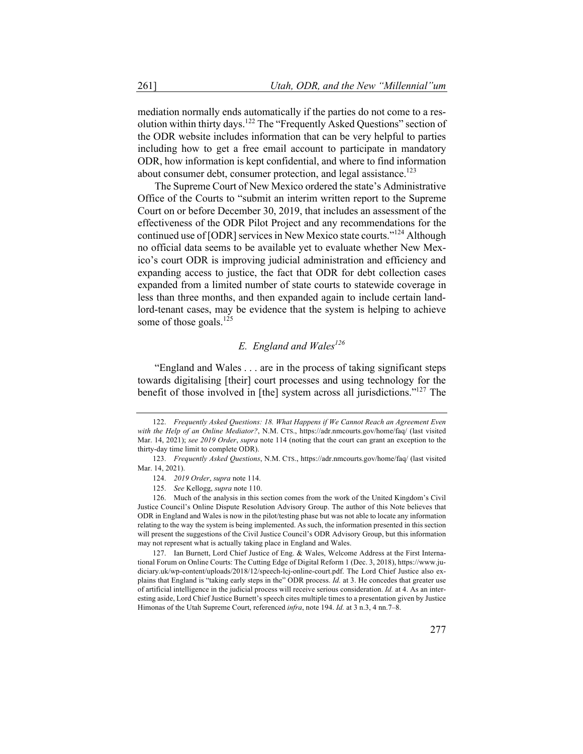mediation normally ends automatically if the parties do not come to a resolution within thirty days.[122] The "Frequently Asked Questions" section of the ODR website includes information that can be very helpful to parties including how to get a free email account to participate in mandatory ODR, how information is kept confidential, and where to find information about consumer debt, consumer protection, and legal assistance.[123]

The Supreme Court of New Mexico ordered the state's Administrative Office of the Courts to "submit an interim written report to the Supreme Court on or before December 30, 2019, that includes an assessment of the effectiveness of the ODR Pilot Project and any recommendations for the continued use of [ODR] services in New Mexico state courts."[124] Although no official data seems to be available yet to evaluate whether New Mexico's court ODR is improving judicial administration and efficiency and expanding access to justice, the fact that ODR for debt collection cases expanded from a limited number of state courts to statewide coverage in less than three months, and then expanded again to include certain landlord-tenant cases, may be evidence that the system is helping to achieve some of those goals.[125]

### *E. England and Wales*[126]

"England and Wales . . . are in the process of taking significant steps towards digitalising [their] court processes and using technology for the benefit of those involved in [the] system across all jurisdictions."[127] The

---

122. *Frequently Asked Questions: 18. What Happens if We Cannot Reach an Agreement Even with the Help of an Online Mediator?*, N.M. CTS., https://adr.nmcourts.gov/home/faq/ (last visited Mar. 14, 2021); *see 2019 Order*, *supra* note 114 (noting that the court can grant an exception to the thirty-day time limit to complete ODR).

123. *Frequently Asked Questions*, N.M. CTS., https://adr.nmcourts.gov/home/faq/ (last visited Mar. 14, 2021).

124. *2019 Order*, *supra* note 114.

125. *See* Kellogg, *supra* note 110.

126. Much of the analysis in this section comes from the work of the United Kingdom's Civil Justice Council's Online Dispute Resolution Advisory Group. The author of this Note believes that ODR in England and Wales is now in the pilot/testing phase but was not able to locate any information relating to the way the system is being implemented. As such, the information presented in this section will present the suggestions of the Civil Justice Council's ODR Advisory Group, but this information may not represent what is actually taking place in England and Wales.

127. Ian Burnett, Lord Chief Justice of Eng. & Wales, Welcome Address at the First International Forum on Online Courts: The Cutting Edge of Digital Reform 1 (Dec. 3, 2018), https://www.judiciary.uk/wp-content/uploads/2018/12/speech-lcj-online-court.pdf. The Lord Chief Justice also explains that England is "taking early steps in the" ODR process. *Id.* at 3. He concedes that greater use of artificial intelligence in the judicial process will receive serious consideration. *Id.* at 4. As an interesting aside, Lord Chief Justice Burnett's speech cites multiple times to a presentation given by Justice Himonas of the Utah Supreme Court, referenced *infra*, note 194. *Id.* at 3 n.3, 4 nn.7–8.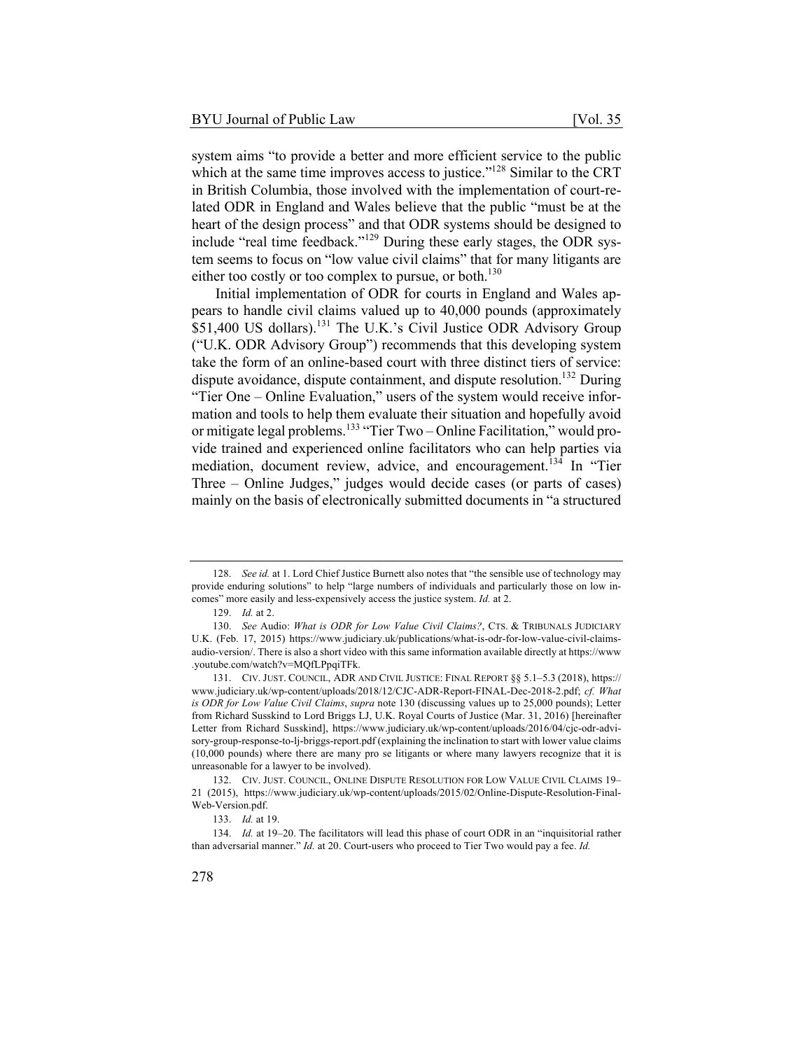system aims "to provide a better and more efficient service to the public which at the same time improves access to justice."[128] Similar to the CRT in British Columbia, those involved with the implementation of court-related ODR in England and Wales believe that the public "must be at the heart of the design process" and that ODR systems should be designed to include "real time feedback."[129] During these early stages, the ODR system seems to focus on "low value civil claims" that for many litigants are either too costly or too complex to pursue, or both.[130]

Initial implementation of ODR for courts in England and Wales appears to handle civil claims valued up to 40,000 pounds (approximately $51,400 US dollars).[131] The U.K.'s Civil Justice ODR Advisory Group ("U.K. ODR Advisory Group") recommends that this developing system take the form of an online-based court with three distinct tiers of service: dispute avoidance, dispute containment, and dispute resolution.[132] During "Tier One – Online Evaluation," users of the system would receive information and tools to help them evaluate their situation and hopefully avoid or mitigate legal problems.[133] "Tier Two – Online Facilitation," would provide trained and experienced online facilitators who can help parties via mediation, document review, advice, and encouragement.[134] In "Tier Three – Online Judges," judges would decide cases (or parts of cases) mainly on the basis of electronically submitted documents in "a structured

---

128. *See id.* at 1. Lord Chief Justice Burnett also notes that "the sensible use of technology may provide enduring solutions" to help "large numbers of individuals and particularly those on low incomes" more easily and less-expensively access the justice system. *Id.* at 2.

129. *Id.* at 2.

130. *See* Audio: *What is ODR for Low Value Civil Claims?*, CTS. & TRIBUNALS JUDICIARY U.K. (Feb. 17, 2015) https://www.judiciary.uk/publications/what-is-odr-for-low-value-civil-claims-audio-version/. There is also a short video with this same information available directly at https://www.youtube.com/watch?v=MQfLPpqiTFk.

131. CIV. JUST. COUNCIL, ADR AND CIVIL JUSTICE: FINAL REPORT §§ 5.1–5.3 (2018), https://www.judiciary.uk/wp-content/uploads/2018/12/CJC-ADR-Report-FINAL-Dec-2018-2.pdf; *cf. What is ODR for Low Value Civil Claims*, *supra* note 130 (discussing values up to 25,000 pounds); Letter from Richard Susskind to Lord Briggs LJ, U.K. Royal Courts of Justice (Mar. 31, 2016) [hereinafter Letter from Richard Susskind], https://www.judiciary.uk/wp-content/uploads/2016/04/cjc-odr-advisory-group-response-to-lj-briggs-report.pdf (explaining the inclination to start with lower value claims (10,000 pounds) where there are many pro se litigants or where many lawyers recognize that it is unreasonable for a lawyer to be involved).

132. CIV. JUST. COUNCIL, ONLINE DISPUTE RESOLUTION FOR LOW VALUE CIVIL CLAIMS 19–21 (2015), https://www.judiciary.uk/wp-content/uploads/2015/02/Online-Dispute-Resolution-Final-Web-Version.pdf.

133. *Id.* at 19.

134. *Id.* at 19–20. The facilitators will lead this phase of court ODR in an "inquisitorial rather than adversarial manner." *Id.* at 20. Court-users who proceed to Tier Two would pay a fee. *Id.*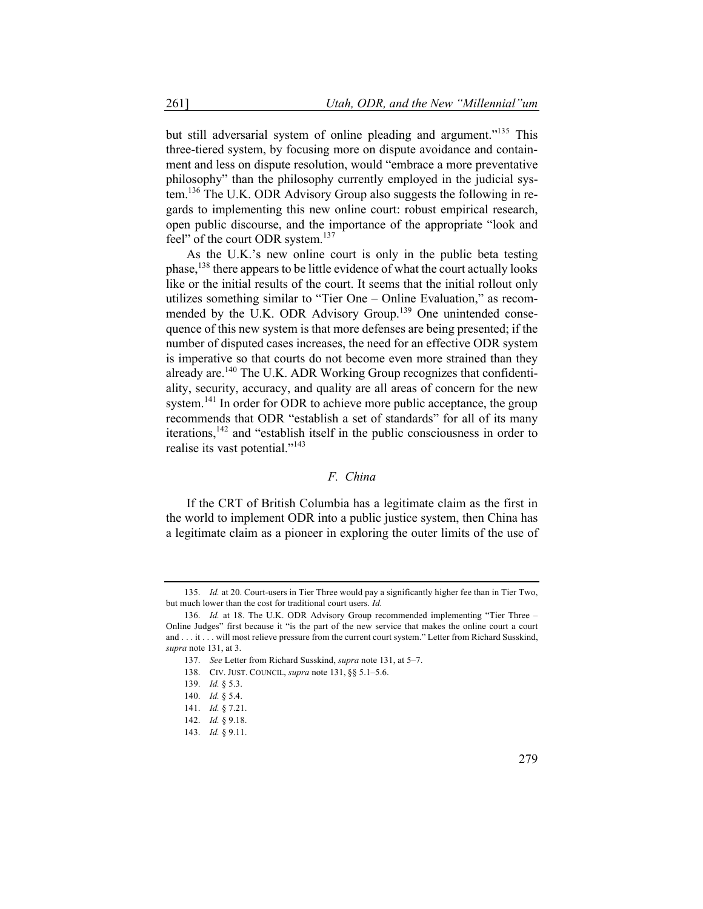but still adversarial system of online pleading and argument."[135] This three-tiered system, by focusing more on dispute avoidance and containment and less on dispute resolution, would "embrace a more preventative philosophy" than the philosophy currently employed in the judicial system.[136] The U.K. ODR Advisory Group also suggests the following in regards to implementing this new online court: robust empirical research, open public discourse, and the importance of the appropriate "look and feel" of the court ODR system.[137]

As the U.K.'s new online court is only in the public beta testing phase,[138] there appears to be little evidence of what the court actually looks like or the initial results of the court. It seems that the initial rollout only utilizes something similar to "Tier One – Online Evaluation," as recommended by the U.K. ODR Advisory Group.[139] One unintended consequence of this new system is that more defenses are being presented; if the number of disputed cases increases, the need for an effective ODR system is imperative so that courts do not become even more strained than they already are.[140] The U.K. ADR Working Group recognizes that confidentiality, security, accuracy, and quality are all areas of concern for the new system.[141] In order for ODR to achieve more public acceptance, the group recommends that ODR "establish a set of standards" for all of its many iterations,[142] and "establish itself in the public consciousness in order to realise its vast potential."[143]

### *F. China*

If the CRT of British Columbia has a legitimate claim as the first in the world to implement ODR into a public justice system, then China has a legitimate claim as a pioneer in exploring the outer limits of the use of

---

135. *Id.* at 20. Court-users in Tier Three would pay a significantly higher fee than in Tier Two, but much lower than the cost for traditional court users. *Id.*

136. *Id.* at 18. The U.K. ODR Advisory Group recommended implementing "Tier Three – Online Judges" first because it "is the part of the new service that makes the online court a court and . . . it . . . will most relieve pressure from the current court system." Letter from Richard Susskind, *supra* note 131, at 3.

137. *See* Letter from Richard Susskind, *supra* note 131, at 5–7.

138. CIV. JUST. COUNCIL, *supra* note 131, §§ 5.1–5.6.

139. *Id.* § 5.3.

140. *Id.* § 5.4.

141. *Id.* § 7.21.

142. *Id.* § 9.18.

143. *Id.* § 9.11.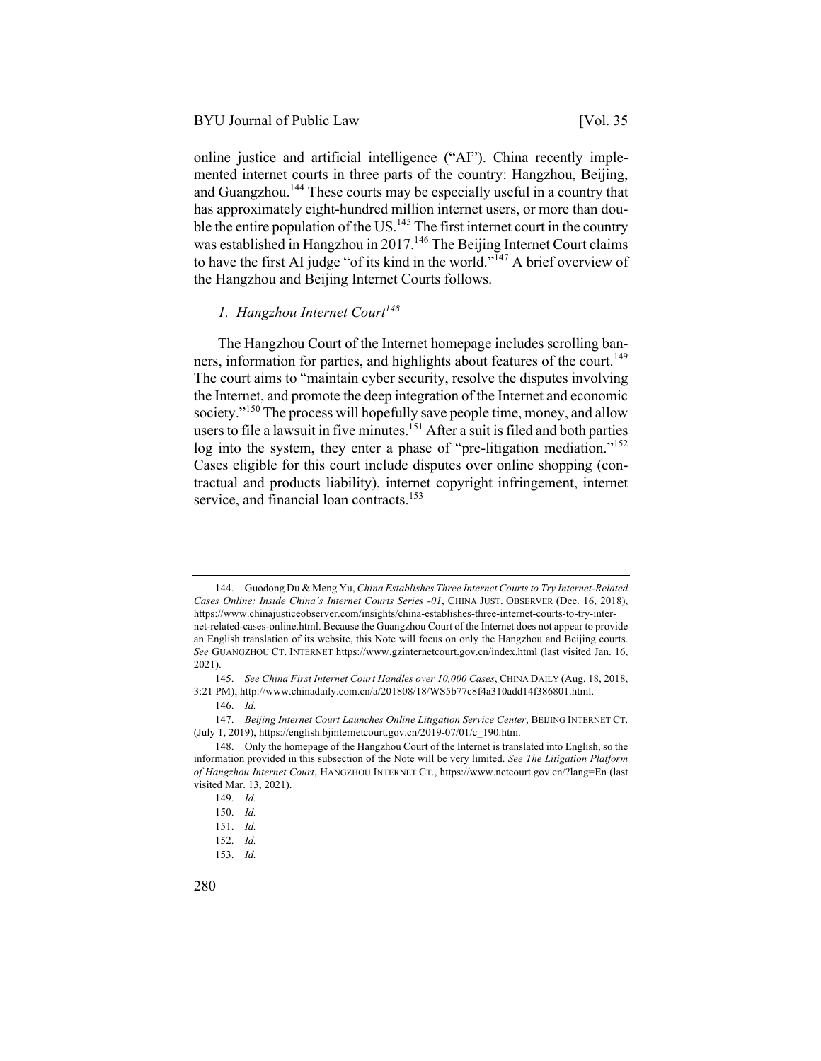online justice and artificial intelligence ("AI"). China recently implemented internet courts in three parts of the country: Hangzhou, Beijing, and Guangzhou.[144] These courts may be especially useful in a country that has approximately eight-hundred million internet users, or more than double the entire population of the US.[145] The first internet court in the country was established in Hangzhou in 2017.[146] The Beijing Internet Court claims to have the first AI judge "of its kind in the world."[147] A brief overview of the Hangzhou and Beijing Internet Courts follows.

### *1. Hangzhou Internet Court*[148]

The Hangzhou Court of the Internet homepage includes scrolling banners, information for parties, and highlights about features of the court.[149] The court aims to "maintain cyber security, resolve the disputes involving the Internet, and promote the deep integration of the Internet and economic society."[150] The process will hopefully save people time, money, and allow users to file a lawsuit in five minutes.[151] After a suit is filed and both parties log into the system, they enter a phase of "pre-litigation mediation."[152] Cases eligible for this court include disputes over online shopping (contractual and products liability), internet copyright infringement, internet service, and financial loan contracts.[153]

---

144. Guodong Du & Meng Yu, *China Establishes Three Internet Courts to Try Internet-Related Cases Online: Inside China's Internet Courts Series -01*, CHINA JUST. OBSERVER (Dec. 16, 2018), https://www.chinajusticeobserver.com/insights/china-establishes-three-internet-courts-to-try-internet-related-cases-online.html. Because the Guangzhou Court of the Internet does not appear to provide an English translation of its website, this Note will focus on only the Hangzhou and Beijing courts. *See* GUANGZHOU CT. INTERNET https://www.gzinternetcourt.gov.cn/index.html (last visited Jan. 16, 2021).

145. *See China First Internet Court Handles over 10,000 Cases*, CHINA DAILY (Aug. 18, 2018, 3:21 PM), http://www.chinadaily.com.cn/a/201808/18/WS5b77c8f4a310add14f386801.html.

146. *Id.*

147. *Beijing Internet Court Launches Online Litigation Service Center*, BEIJING INTERNET CT. (July 1, 2019), https://english.bjinternetcourt.gov.cn/2019-07/01/c_190.htm.

148. Only the homepage of the Hangzhou Court of the Internet is translated into English, so the information provided in this subsection of the Note will be very limited. *See The Litigation Platform of Hangzhou Internet Court*, HANGZHOU INTERNET CT., https://www.netcourt.gov.cn/?lang=En (last visited Mar. 13, 2021).

149. *Id.*

150. *Id.*

151. *Id.*

152. *Id.*

153. *Id.*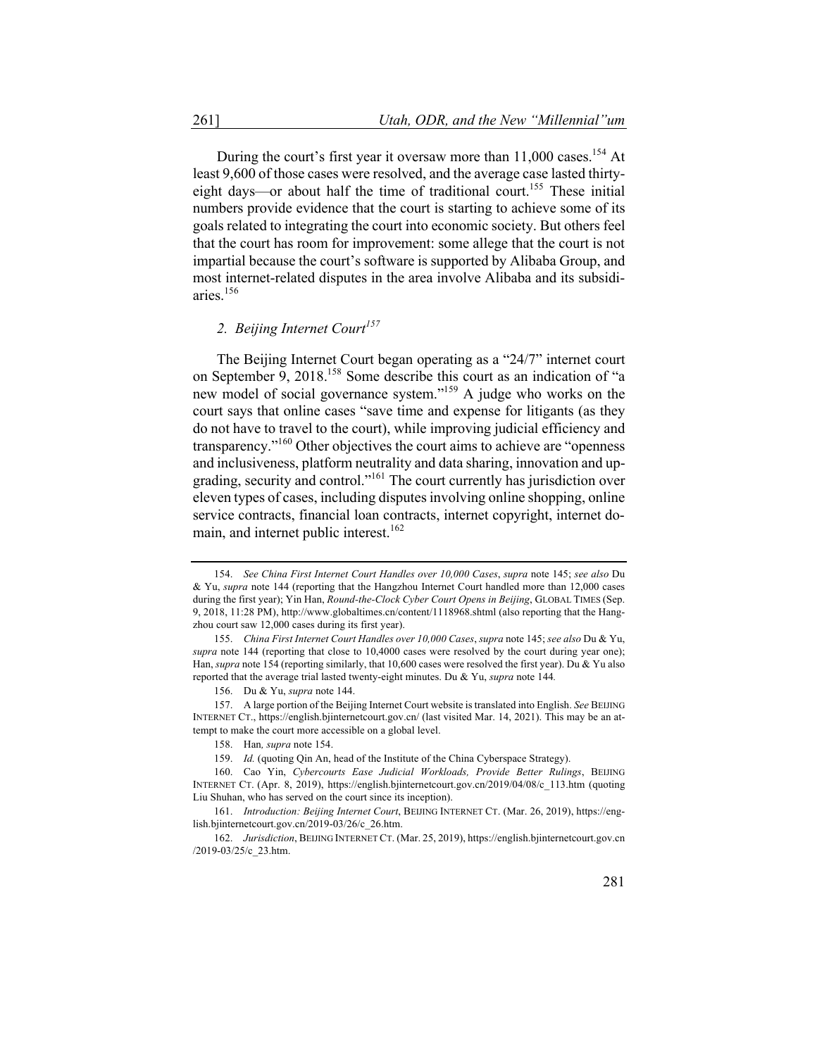During the court's first year it oversaw more than 11,000 cases.[154] At least 9,600 of those cases were resolved, and the average case lasted thirty-eight days—or about half the time of traditional court.[155] These initial numbers provide evidence that the court is starting to achieve some of its goals related to integrating the court into economic society. But others feel that the court has room for improvement: some allege that the court is not impartial because the court's software is supported by Alibaba Group, and most internet-related disputes in the area involve Alibaba and its subsidiaries.[156]

### *2. Beijing Internet Court*[157]

The Beijing Internet Court began operating as a "24/7" internet court on September 9, 2018.[158] Some describe this court as an indication of "a new model of social governance system."[159] A judge who works on the court says that online cases "save time and expense for litigants (as they do not have to travel to the court), while improving judicial efficiency and transparency."[160] Other objectives the court aims to achieve are "openness and inclusiveness, platform neutrality and data sharing, innovation and upgrading, security and control."[161] The court currently has jurisdiction over eleven types of cases, including disputes involving online shopping, online service contracts, financial loan contracts, internet copyright, internet domain, and internet public interest.[162]

---

154. *See China First Internet Court Handles over 10,000 Cases*, *supra* note 145; *see also* Du & Yu, *supra* note 144 (reporting that the Hangzhou Internet Court handled more than 12,000 cases during the first year); Yin Han, *Round-the-Clock Cyber Court Opens in Beijing*, GLOBAL TIMES (Sep. 9, 2018, 11:28 PM), http://www.globaltimes.cn/content/1118968.shtml (also reporting that the Hangzhou court saw 12,000 cases during its first year).

155. *China First Internet Court Handles over 10,000 Cases*, *supra* note 145; *see also* Du & Yu, *supra* note 144 (reporting that close to 10,4000 cases were resolved by the court during year one); Han, *supra* note 154 (reporting similarly, that 10,600 cases were resolved the first year). Du & Yu also reported that the average trial lasted twenty-eight minutes. Du & Yu, *supra* note 144.

156. Du & Yu, *supra* note 144.

157. A large portion of the Beijing Internet Court website is translated into English. *See* BEIJING INTERNET CT., https://english.bjinternetcourt.gov.cn/ (last visited Mar. 14, 2021). This may be an attempt to make the court more accessible on a global level.

158. Han*, supra* note 154.

159. *Id.* (quoting Qin An, head of the Institute of the China Cyberspace Strategy).

160. Cao Yin, *Cybercourts Ease Judicial Workloads, Provide Better Rulings*, BEIJING INTERNET CT. (Apr. 8, 2019), https://english.bjinternetcourt.gov.cn/2019/04/08/c_113.htm (quoting Liu Shuhan, who has served on the court since its inception).

161. *Introduction: Beijing Internet Court*, BEIJING INTERNET CT. (Mar. 26, 2019), https://english.bjinternetcourt.gov.cn/2019-03/26/c_26.htm.

162. *Jurisdiction*, BEIJING INTERNET CT. (Mar. 25, 2019), https://english.bjinternetcourt.gov.cn/2019-03/25/c_23.htm.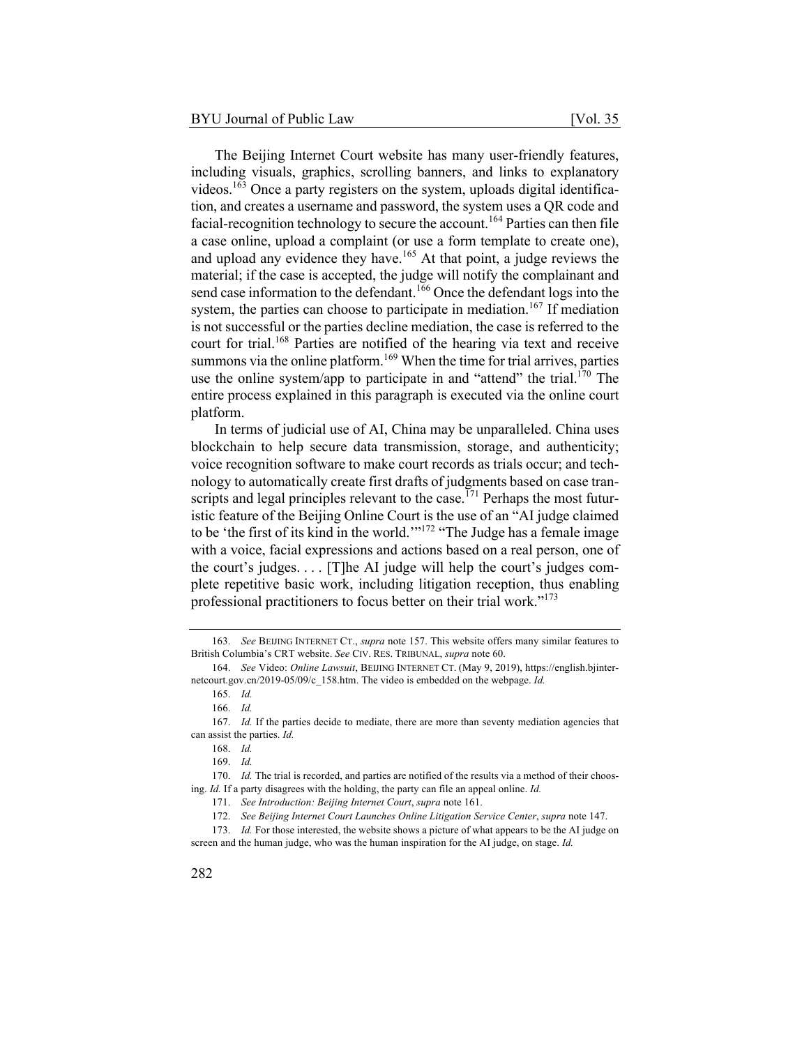The Beijing Internet Court website has many user-friendly features, including visuals, graphics, scrolling banners, and links to explanatory videos.[163] Once a party registers on the system, uploads digital identification, and creates a username and password, the system uses a QR code and facial-recognition technology to secure the account.[164] Parties can then file a case online, upload a complaint (or use a form template to create one), and upload any evidence they have.[165] At that point, a judge reviews the material; if the case is accepted, the judge will notify the complainant and send case information to the defendant.[166] Once the defendant logs into the system, the parties can choose to participate in mediation.[167] If mediation is not successful or the parties decline mediation, the case is referred to the court for trial.[168] Parties are notified of the hearing via text and receive summons via the online platform.[169] When the time for trial arrives, parties use the online system/app to participate in and "attend" the trial.[170] The entire process explained in this paragraph is executed via the online court platform.

In terms of judicial use of AI, China may be unparalleled. China uses blockchain to help secure data transmission, storage, and authenticity; voice recognition software to make court records as trials occur; and technology to automatically create first drafts of judgments based on case transcripts and legal principles relevant to the case.[171] Perhaps the most futuristic feature of the Beijing Online Court is the use of an "AI judge claimed to be 'the first of its kind in the world.'"[172] "The Judge has a female image with a voice, facial expressions and actions based on a real person, one of the court's judges. . . . [T]he AI judge will help the court's judges complete repetitive basic work, including litigation reception, thus enabling professional practitioners to focus better on their trial work."[173]

---

163. *See* BEIJING INTERNET CT., *supra* note 157. This website offers many similar features to British Columbia's CRT website. *See* CIV. RES. TRIBUNAL, *supra* note 60.

164. *See* Video: *Online Lawsuit*, BEIJING INTERNET CT. (May 9, 2019), https://english.bjinternetcourt.gov.cn/2019-05/09/c_158.htm. The video is embedded on the webpage. *Id.*

165. *Id.*

166. *Id.*

167. *Id.* If the parties decide to mediate, there are more than seventy mediation agencies that can assist the parties. *Id.*

168. *Id.*

169. *Id.*

170. *Id.* The trial is recorded, and parties are notified of the results via a method of their choosing. *Id.* If a party disagrees with the holding, the party can file an appeal online. *Id.*

171. *See Introduction: Beijing Internet Court*, *supra* note 161.

172. *See Beijing Internet Court Launches Online Litigation Service Center*, *supra* note 147.

173. *Id.* For those interested, the website shows a picture of what appears to be the AI judge on screen and the human judge, who was the human inspiration for the AI judge, on stage. *Id.*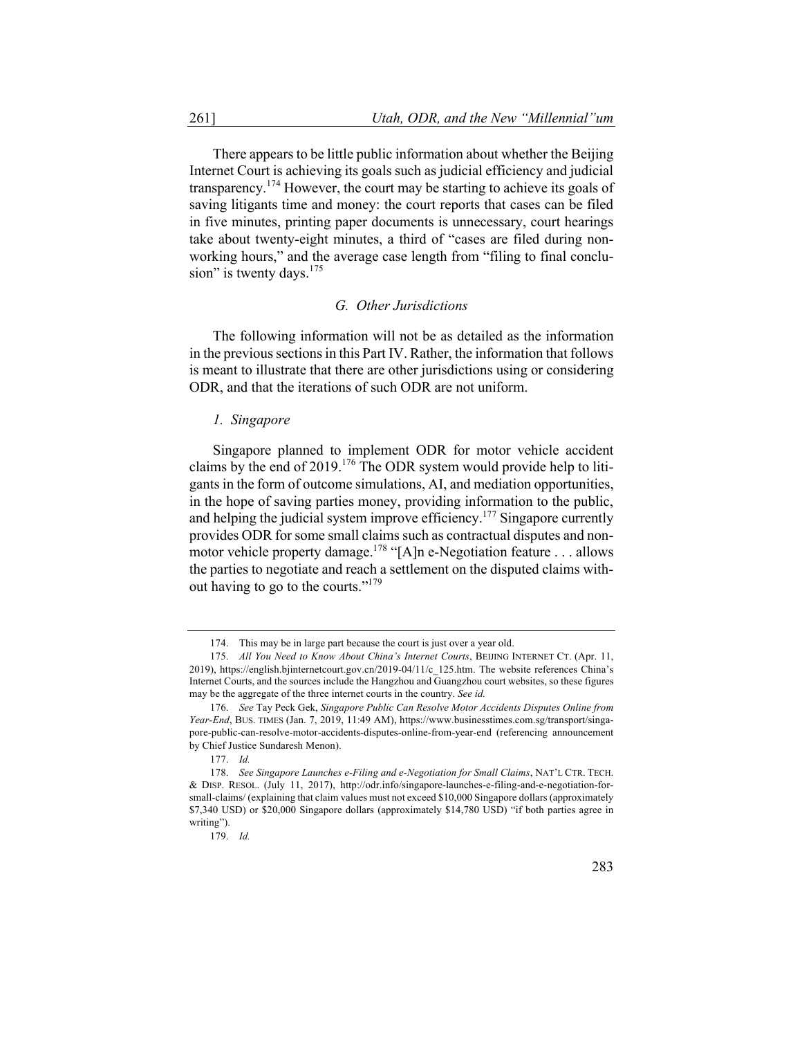There appears to be little public information about whether the Beijing Internet Court is achieving its goals such as judicial efficiency and judicial transparency.[174] However, the court may be starting to achieve its goals of saving litigants time and money: the court reports that cases can be filed in five minutes, printing paper documents is unnecessary, court hearings take about twenty-eight minutes, a third of "cases are filed during non-working hours," and the average case length from "filing to final conclusion" is twenty days.[175]

### *G. Other Jurisdictions*

The following information will not be as detailed as the information in the previous sections in this Part IV. Rather, the information that follows is meant to illustrate that there are other jurisdictions using or considering ODR, and that the iterations of such ODR are not uniform.

#### *1. Singapore*

Singapore planned to implement ODR for motor vehicle accident claims by the end of 2019.[176] The ODR system would provide help to litigants in the form of outcome simulations, AI, and mediation opportunities, in the hope of saving parties money, providing information to the public, and helping the judicial system improve efficiency.[177] Singapore currently provides ODR for some small claims such as contractual disputes and non-motor vehicle property damage.[178] "[A]n e-Negotiation feature . . . allows the parties to negotiate and reach a settlement on the disputed claims without having to go to the courts."[179]

---

174. This may be in large part because the court is just over a year old.

175. *All You Need to Know About China's Internet Courts*, BEIJING INTERNET CT. (Apr. 11, 2019), https://english.bjinternetcourt.gov.cn/2019-04/11/c_125.htm. The website references China's Internet Courts, and the sources include the Hangzhou and Guangzhou court websites, so these figures may be the aggregate of the three internet courts in the country. *See id.*

176. *See* Tay Peck Gek, *Singapore Public Can Resolve Motor Accidents Disputes Online from Year-End*, BUS. TIMES (Jan. 7, 2019, 11:49 AM), https://www.businesstimes.com.sg/transport/singapore-public-can-resolve-motor-accidents-disputes-online-from-year-end (referencing announcement by Chief Justice Sundaresh Menon).

177. *Id.*

178. *See Singapore Launches e-Filing and e-Negotiation for Small Claims*, NAT'L CTR. TECH. & DISP. RESOL. (July 11, 2017), http://odr.info/singapore-launches-e-filing-and-e-negotiation-for-small-claims/ (explaining that claim values must not exceed $10,000 Singapore dollars (approximately $7,340 USD) or $20,000 Singapore dollars (approximately $14,780 USD) "if both parties agree in writing").

179. *Id.*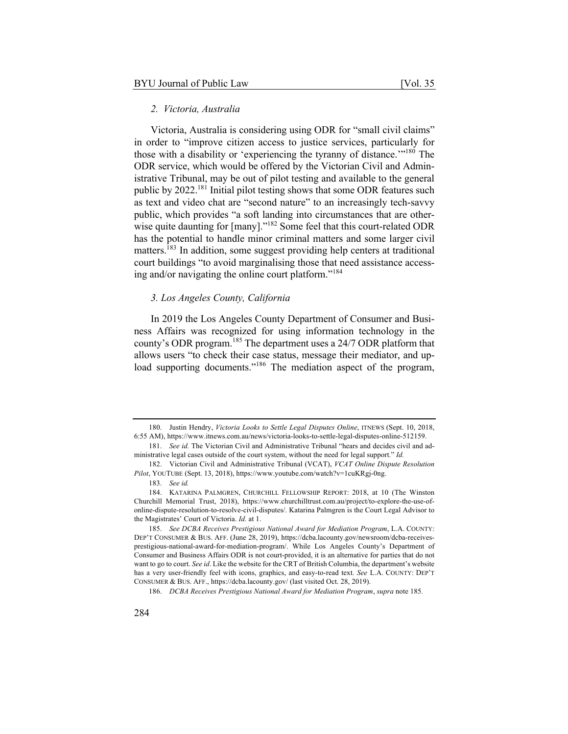### *2. Victoria, Australia*

Victoria, Australia is considering using ODR for "small civil claims" in order to "improve citizen access to justice services, particularly for those with a disability or 'experiencing the tyranny of distance.'"[180] The ODR service, which would be offered by the Victorian Civil and Administrative Tribunal, may be out of pilot testing and available to the general public by 2022.[181] Initial pilot testing shows that some ODR features such as text and video chat are "second nature" to an increasingly tech-savvy public, which provides "a soft landing into circumstances that are otherwise quite daunting for [many]."[182] Some feel that this court-related ODR has the potential to handle minor criminal matters and some larger civil matters.[183] In addition, some suggest providing help centers at traditional court buildings "to avoid marginalising those that need assistance accessing and/or navigating the online court platform."[184]

### *3. Los Angeles County, California*

In 2019 the Los Angeles County Department of Consumer and Business Affairs was recognized for using information technology in the county's ODR program.[185] The department uses a 24/7 ODR platform that allows users "to check their case status, message their mediator, and upload supporting documents."[186] The mediation aspect of the program,

---

180. Justin Hendry, *Victoria Looks to Settle Legal Disputes Online*, ITNEWS (Sept. 10, 2018, 6:55 AM), https://www.itnews.com.au/news/victoria-looks-to-settle-legal-disputes-online-512159.

181. *See id.* The Victorian Civil and Administrative Tribunal "hears and decides civil and administrative legal cases outside of the court system, without the need for legal support." *Id.*

182. Victorian Civil and Administrative Tribunal (VCAT), *VCAT Online Dispute Resolution Pilot*, YOUTUBE (Sept. 13, 2018), https://www.youtube.com/watch?v=1cuKRgj-0ng.

183. *See id.*

184. KATARINA PALMGREN, CHURCHILL FELLOWSHIP REPORT: 2018, at 10 (The Winston Churchill Memorial Trust, 2018), https://www.churchilltrust.com.au/project/to-explore-the-use-of-online-dispute-resolution-to-resolve-civil-disputes/. Katarina Palmgren is the Court Legal Advisor to the Magistrates' Court of Victoria. *Id.* at 1.

185. *See DCBA Receives Prestigious National Award for Mediation Program*, L.A. COUNTY: DEP'T CONSUMER & BUS. AFF. (June 28, 2019), https://dcba.lacounty.gov/newsroom/dcba-receives-prestigious-national-award-for-mediation-program/. While Los Angeles County's Department of Consumer and Business Affairs ODR is not court-provided, it is an alternative for parties that do not want to go to court. *See id*. Like the website for the CRT of British Columbia, the department's website has a very user-friendly feel with icons, graphics, and easy-to-read text. *See* L.A. COUNTY: DEP'T CONSUMER & BUS. AFF., https://dcba.lacounty.gov/ (last visited Oct. 28, 2019).

186. *DCBA Receives Prestigious National Award for Mediation Program*, *supra* note 185.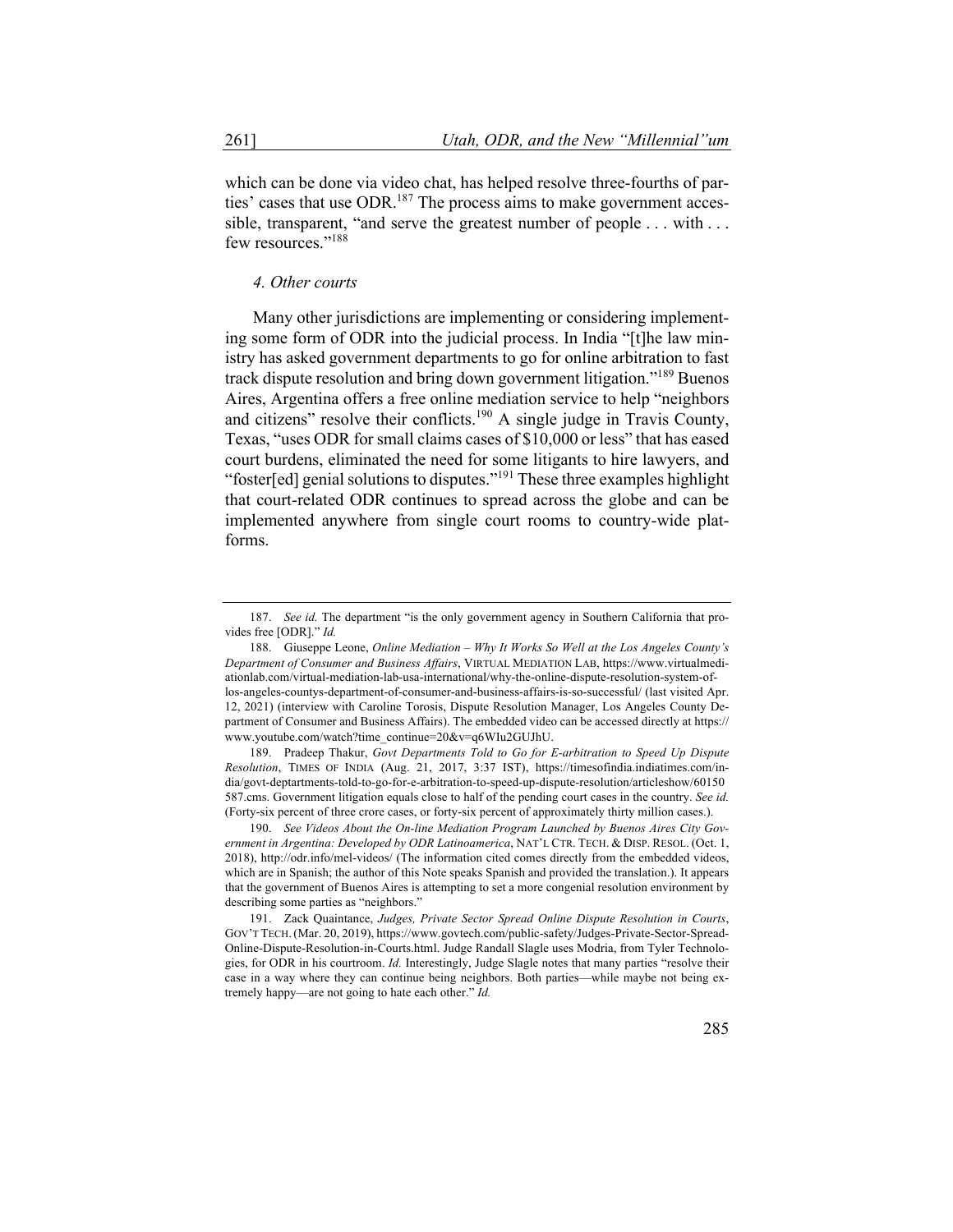which can be done via video chat, has helped resolve three-fourths of parties' cases that use ODR.[187] The process aims to make government accessible, transparent, "and serve the greatest number of people . . . with . . . few resources."[188]

#### *4. Other courts*

Many other jurisdictions are implementing or considering implementing some form of ODR into the judicial process. In India "[t]he law ministry has asked government departments to go for online arbitration to fast track dispute resolution and bring down government litigation."[189] Buenos Aires, Argentina offers a free online mediation service to help "neighbors and citizens" resolve their conflicts.[190] A single judge in Travis County, Texas, "uses ODR for small claims cases of $10,000 or less" that has eased court burdens, eliminated the need for some litigants to hire lawyers, and "foster[ed] genial solutions to disputes."[191] These three examples highlight that court-related ODR continues to spread across the globe and can be implemented anywhere from single court rooms to country-wide platforms.

---

187. *See id.* The department "is the only government agency in Southern California that provides free [ODR]." *Id.*

188. Giuseppe Leone, *Online Mediation – Why It Works So Well at the Los Angeles County's Department of Consumer and Business Affairs*, VIRTUAL MEDIATION LAB, https://www.virtualmediationlab.com/virtual-mediation-lab-usa-international/why-the-online-dispute-resolution-system-of-los-angeles-countys-department-of-consumer-and-business-affairs-is-so-successful/ (last visited Apr. 12, 2021) (interview with Caroline Torosis, Dispute Resolution Manager, Los Angeles County Department of Consumer and Business Affairs). The embedded video can be accessed directly at https://www.youtube.com/watch?time_continue=20&v=q6WIu2GUJhU.

189. Pradeep Thakur, *Govt Departments Told to Go for E-arbitration to Speed Up Dispute Resolution*, TIMES OF INDIA (Aug. 21, 2017, 3:37 IST), https://timesofindia.indiatimes.com/india/govt-deptartments-told-to-go-for-e-arbitration-to-speed-up-dispute-resolution/articleshow/60150587.cms. Government litigation equals close to half of the pending court cases in the country. *See id.* (Forty-six percent of three crore cases, or forty-six percent of approximately thirty million cases.).

190. *See Videos About the On-line Mediation Program Launched by Buenos Aires City Government in Argentina: Developed by ODR Latinoamerica*, NAT'L CTR. TECH. & DISP. RESOL. (Oct. 1, 2018), http://odr.info/mel-videos/ (The information cited comes directly from the embedded videos, which are in Spanish; the author of this Note speaks Spanish and provided the translation.). It appears that the government of Buenos Aires is attempting to set a more congenial resolution environment by describing some parties as "neighbors."

191. Zack Quaintance, *Judges, Private Sector Spread Online Dispute Resolution in Courts*, GOV'T TECH. (Mar. 20, 2019), https://www.govtech.com/public-safety/Judges-Private-Sector-Spread-Online-Dispute-Resolution-in-Courts.html. Judge Randall Slagle uses Modria, from Tyler Technologies, for ODR in his courtroom. *Id.* Interestingly, Judge Slagle notes that many parties "resolve their case in a way where they can continue being neighbors. Both parties—while maybe not being extremely happy—are not going to hate each other." *Id.*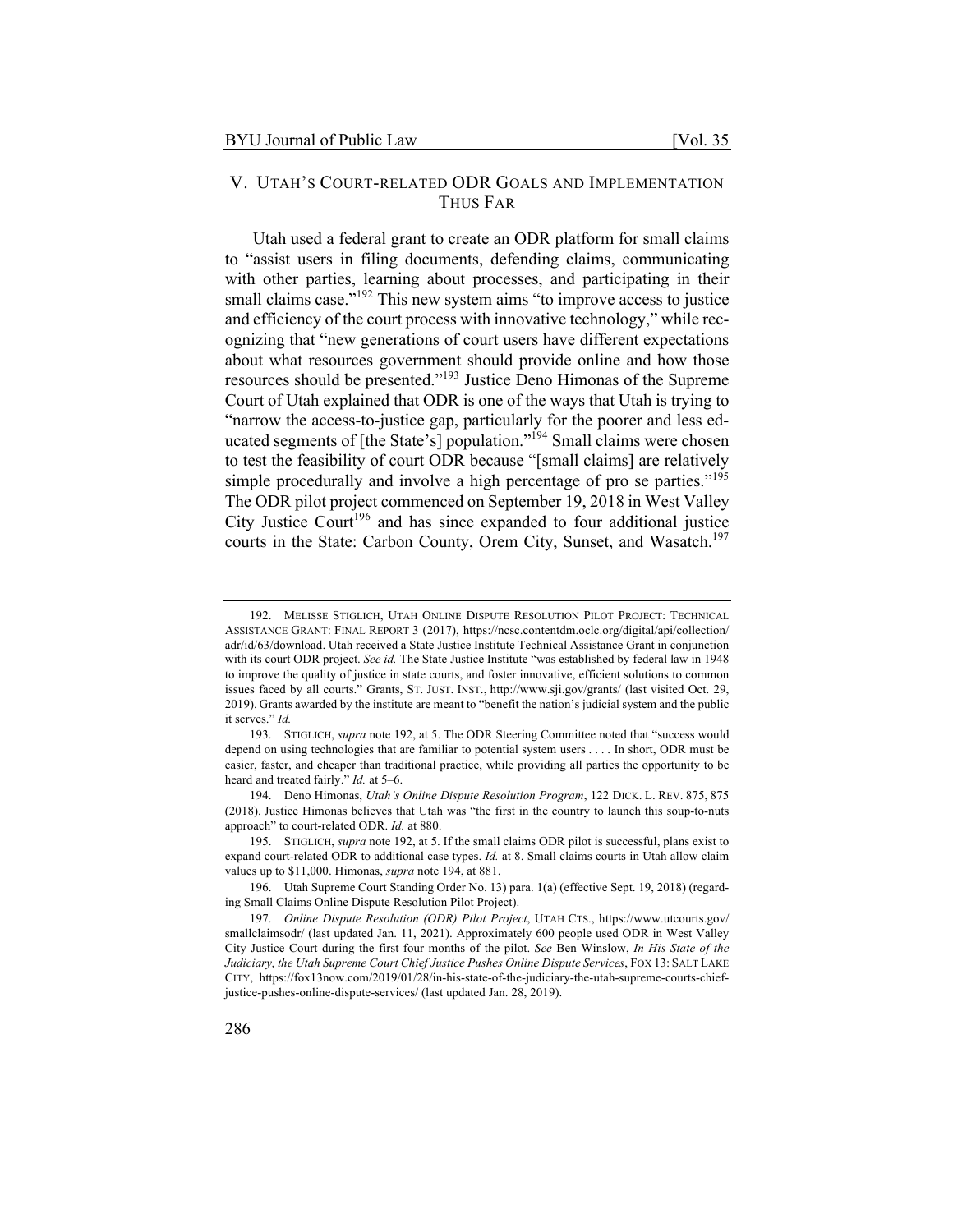## V. UTAH'S COURT-RELATED ODR GOALS AND IMPLEMENTATION THUS FAR

Utah used a federal grant to create an ODR platform for small claims to "assist users in filing documents, defending claims, communicating with other parties, learning about processes, and participating in their small claims case."[192] This new system aims "to improve access to justice and efficiency of the court process with innovative technology," while recognizing that "new generations of court users have different expectations about what resources government should provide online and how those resources should be presented."[193] Justice Deno Himonas of the Supreme Court of Utah explained that ODR is one of the ways that Utah is trying to "narrow the access-to-justice gap, particularly for the poorer and less educated segments of [the State's] population."[194] Small claims were chosen to test the feasibility of court ODR because "[small claims] are relatively simple procedurally and involve a high percentage of pro se parties."[195] The ODR pilot project commenced on September 19, 2018 in West Valley City Justice Court[196] and has since expanded to four additional justice courts in the State: Carbon County, Orem City, Sunset, and Wasatch.[197]

---

192. MELISSE STIGLICH, UTAH ONLINE DISPUTE RESOLUTION PILOT PROJECT: TECHNICAL ASSISTANCE GRANT: FINAL REPORT 3 (2017), https://ncsc.contentdm.oclc.org/digital/api/collection/adr/id/63/download. Utah received a State Justice Institute Technical Assistance Grant in conjunction with its court ODR project. *See id.* The State Justice Institute "was established by federal law in 1948 to improve the quality of justice in state courts, and foster innovative, efficient solutions to common issues faced by all courts." Grants, ST. JUST. INST., http://www.sji.gov/grants/ (last visited Oct. 29, 2019). Grants awarded by the institute are meant to "benefit the nation's judicial system and the public it serves." *Id.*

193. STIGLICH, *supra* note 192, at 5. The ODR Steering Committee noted that "success would depend on using technologies that are familiar to potential system users . . . . In short, ODR must be easier, faster, and cheaper than traditional practice, while providing all parties the opportunity to be heard and treated fairly." *Id.* at 5–6.

194. Deno Himonas, *Utah's Online Dispute Resolution Program*, 122 DICK. L. REV. 875, 875 (2018). Justice Himonas believes that Utah was "the first in the country to launch this soup-to-nuts approach" to court-related ODR. *Id.* at 880.

195. STIGLICH, *supra* note 192, at 5. If the small claims ODR pilot is successful, plans exist to expand court-related ODR to additional case types. *Id.* at 8. Small claims courts in Utah allow claim values up to $11,000. Himonas, *supra* note 194, at 881.

196. Utah Supreme Court Standing Order No. 13) para. 1(a) (effective Sept. 19, 2018) (regarding Small Claims Online Dispute Resolution Pilot Project).

197. *Online Dispute Resolution (ODR) Pilot Project*, UTAH CTS., https://www.utcourts.gov/smallclaimsodr/ (last updated Jan. 11, 2021). Approximately 600 people used ODR in West Valley City Justice Court during the first four months of the pilot. *See* Ben Winslow, *In His State of the Judiciary, the Utah Supreme Court Chief Justice Pushes Online Dispute Services*, FOX 13: SALT LAKE CITY, https://fox13now.com/2019/01/28/in-his-state-of-the-judiciary-the-utah-supreme-courts-chief-justice-pushes-online-dispute-services/ (last updated Jan. 28, 2019).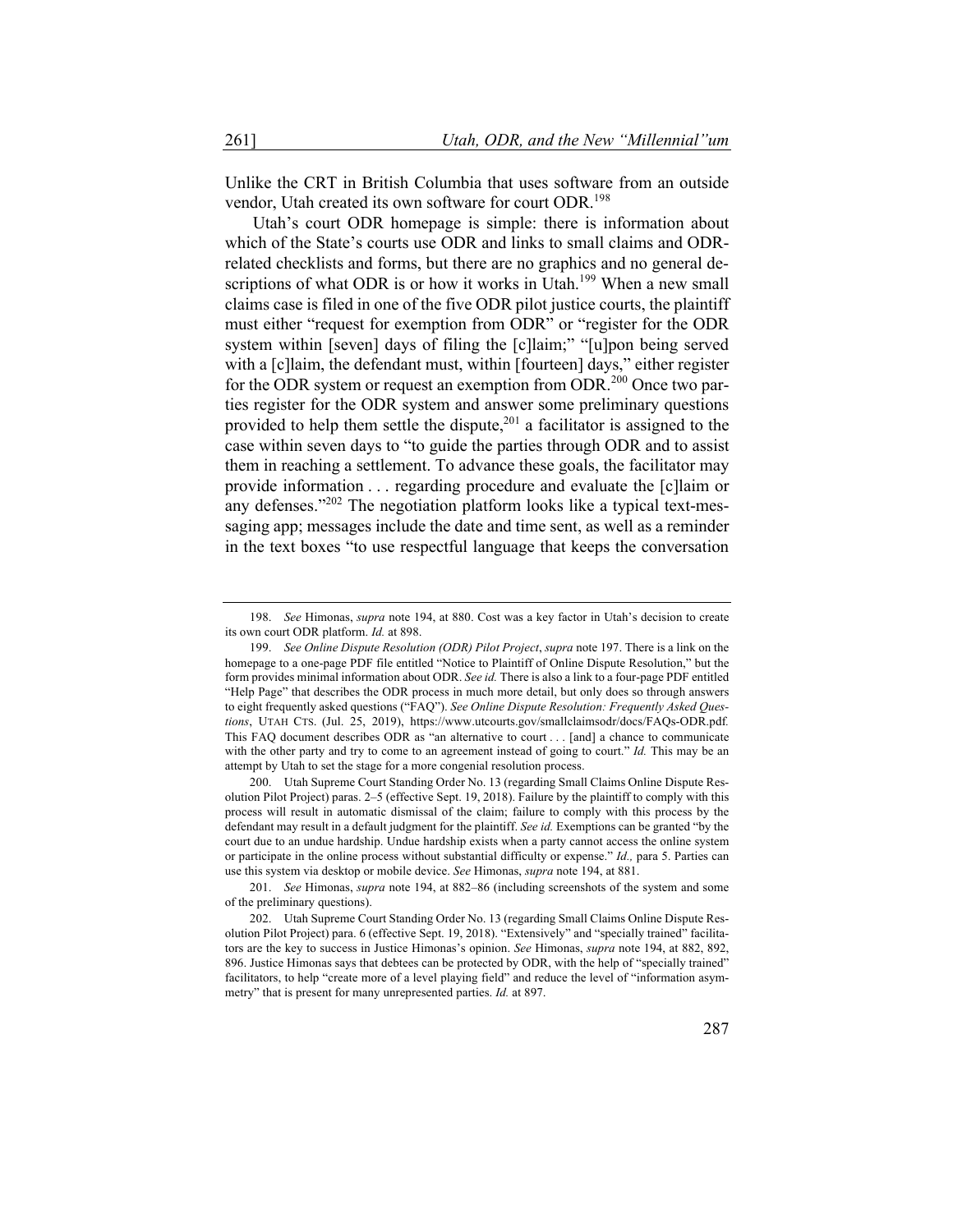Unlike the CRT in British Columbia that uses software from an outside vendor, Utah created its own software for court ODR.[198]

Utah's court ODR homepage is simple: there is information about which of the State's courts use ODR and links to small claims and ODR-related checklists and forms, but there are no graphics and no general descriptions of what ODR is or how it works in Utah.[199] When a new small claims case is filed in one of the five ODR pilot justice courts, the plaintiff must either "request for exemption from ODR" or "register for the ODR system within [seven] days of filing the [c]laim;" "[u]pon being served with a [c]laim, the defendant must, within [fourteen] days," either register for the ODR system or request an exemption from ODR.[200] Once two parties register for the ODR system and answer some preliminary questions provided to help them settle the dispute,[201] a facilitator is assigned to the case within seven days to "to guide the parties through ODR and to assist them in reaching a settlement. To advance these goals, the facilitator may provide information . . . regarding procedure and evaluate the [c]laim or any defenses."[202] The negotiation platform looks like a typical text-messaging app; messages include the date and time sent, as well as a reminder in the text boxes "to use respectful language that keeps the conversation

---

198. *See* Himonas, *supra* note 194, at 880. Cost was a key factor in Utah's decision to create its own court ODR platform. *Id.* at 898.

199. *See Online Dispute Resolution (ODR) Pilot Project*, *supra* note 197. There is a link on the homepage to a one-page PDF file entitled "Notice to Plaintiff of Online Dispute Resolution," but the form provides minimal information about ODR. *See id.* There is also a link to a four-page PDF entitled "Help Page" that describes the ODR process in much more detail, but only does so through answers to eight frequently asked questions ("FAQ"). *See Online Dispute Resolution: Frequently Asked Questions*, UTAH CTS. (Jul. 25, 2019), https://www.utcourts.gov/smallclaimsodr/docs/FAQs-ODR.pdf. This FAQ document describes ODR as "an alternative to court . . . [and] a chance to communicate with the other party and try to come to an agreement instead of going to court." *Id.* This may be an attempt by Utah to set the stage for a more congenial resolution process.

200. Utah Supreme Court Standing Order No. 13 (regarding Small Claims Online Dispute Resolution Pilot Project) paras. 2–5 (effective Sept. 19, 2018). Failure by the plaintiff to comply with this process will result in automatic dismissal of the claim; failure to comply with this process by the defendant may result in a default judgment for the plaintiff. *See id.* Exemptions can be granted "by the court due to an undue hardship. Undue hardship exists when a party cannot access the online system or participate in the online process without substantial difficulty or expense." *Id.,* para 5. Parties can use this system via desktop or mobile device. *See* Himonas, *supra* note 194, at 881.

201. *See* Himonas, *supra* note 194, at 882–86 (including screenshots of the system and some of the preliminary questions).

202. Utah Supreme Court Standing Order No. 13 (regarding Small Claims Online Dispute Resolution Pilot Project) para. 6 (effective Sept. 19, 2018). "Extensively" and "specially trained" facilitators are the key to success in Justice Himonas's opinion. *See* Himonas, *supra* note 194, at 882, 892, 896. Justice Himonas says that debtees can be protected by ODR, with the help of "specially trained" facilitators, to help "create more of a level playing field" and reduce the level of "information asymmetry" that is present for many unrepresented parties. *Id.* at 897.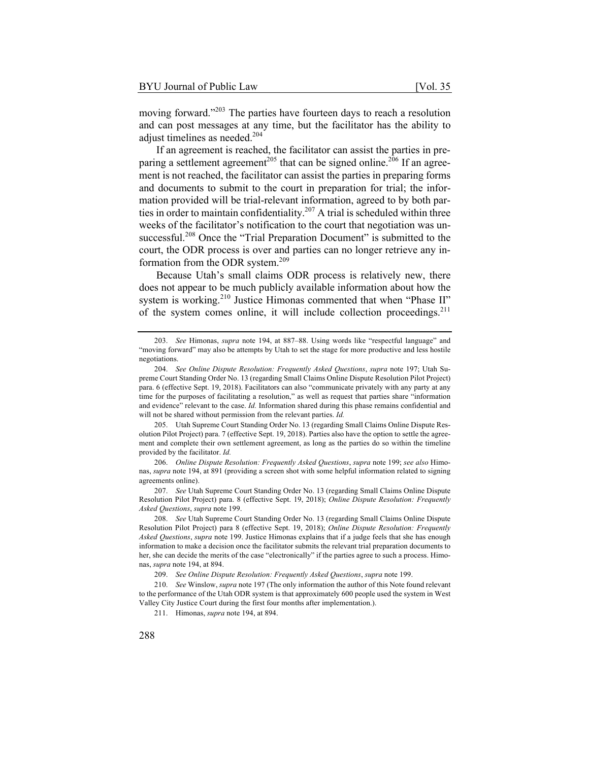moving forward."[203] The parties have fourteen days to reach a resolution and can post messages at any time, but the facilitator has the ability to adjust timelines as needed.[204]

If an agreement is reached, the facilitator can assist the parties in preparing a settlement agreement[205] that can be signed online.[206] If an agreement is not reached, the facilitator can assist the parties in preparing forms and documents to submit to the court in preparation for trial; the information provided will be trial-relevant information, agreed to by both parties in order to maintain confidentiality.[207] A trial is scheduled within three weeks of the facilitator's notification to the court that negotiation was unsuccessful.[208] Once the "Trial Preparation Document" is submitted to the court, the ODR process is over and parties can no longer retrieve any information from the ODR system.[209]

Because Utah's small claims ODR process is relatively new, there does not appear to be much publicly available information about how the system is working.[210] Justice Himonas commented that when "Phase II" of the system comes online, it will include collection proceedings.[211]

---

203. *See* Himonas, *supra* note 194, at 887–88. Using words like "respectful language" and "moving forward" may also be attempts by Utah to set the stage for more productive and less hostile negotiations.

204. *See Online Dispute Resolution: Frequently Asked Questions*, *supra* note 197; Utah Supreme Court Standing Order No. 13 (regarding Small Claims Online Dispute Resolution Pilot Project) para. 6 (effective Sept. 19, 2018). Facilitators can also "communicate privately with any party at any time for the purposes of facilitating a resolution," as well as request that parties share "information and evidence" relevant to the case. *Id.* Information shared during this phase remains confidential and will not be shared without permission from the relevant parties. *Id.*

205. Utah Supreme Court Standing Order No. 13 (regarding Small Claims Online Dispute Resolution Pilot Project) para. 7 (effective Sept. 19, 2018). Parties also have the option to settle the agreement and complete their own settlement agreement, as long as the parties do so within the timeline provided by the facilitator. *Id.*

206. *Online Dispute Resolution: Frequently Asked Questions*, *supra* note 199; *see also* Himonas, *supra* note 194, at 891 (providing a screen shot with some helpful information related to signing agreements online).

207. *See* Utah Supreme Court Standing Order No. 13 (regarding Small Claims Online Dispute Resolution Pilot Project) para. 8 (effective Sept. 19, 2018); *Online Dispute Resolution: Frequently Asked Questions*, *supra* note 199.

208. *See* Utah Supreme Court Standing Order No. 13 (regarding Small Claims Online Dispute Resolution Pilot Project) para 8 (effective Sept. 19, 2018); *Online Dispute Resolution: Frequently Asked Questions*, *supra* note 199. Justice Himonas explains that if a judge feels that she has enough information to make a decision once the facilitator submits the relevant trial preparation documents to her, she can decide the merits of the case "electronically" if the parties agree to such a process. Himonas, *supra* note 194, at 894.

209. *See Online Dispute Resolution: Frequently Asked Questions*, *supra* note 199.

210. *See* Winslow, *supra* note 197 (The only information the author of this Note found relevant to the performance of the Utah ODR system is that approximately 600 people used the system in West Valley City Justice Court during the first four months after implementation.).

211. Himonas, *supra* note 194, at 894.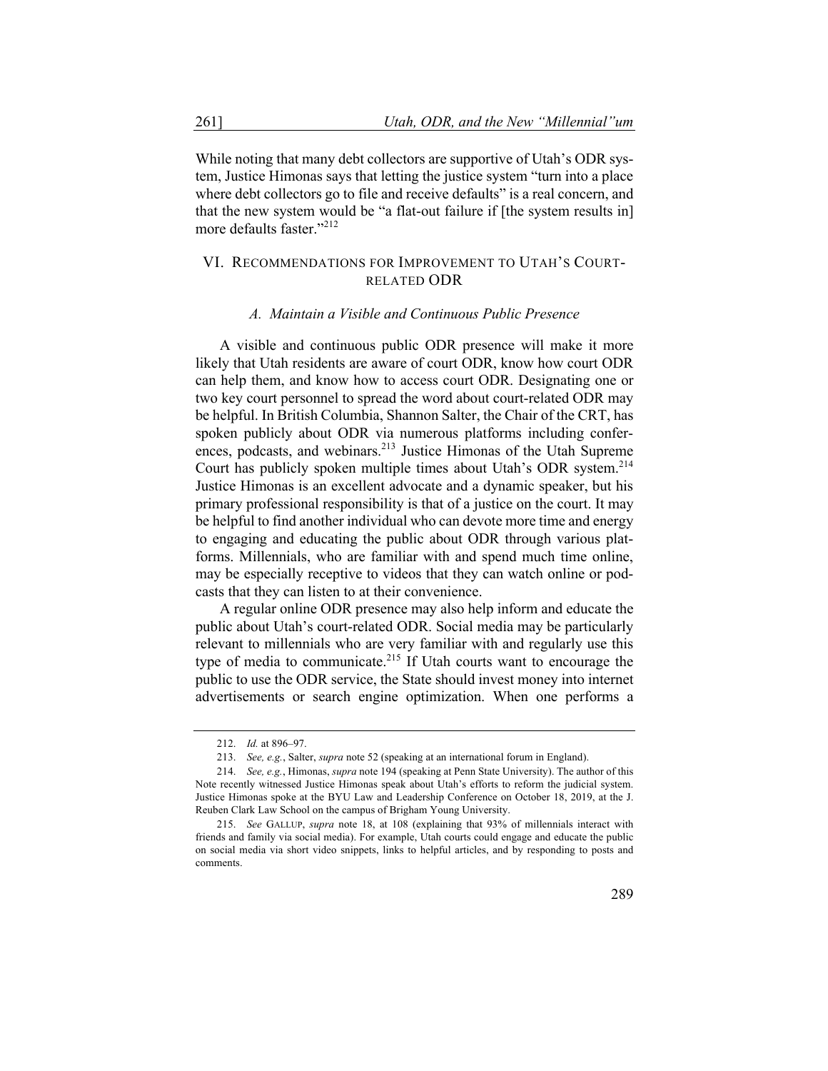While noting that many debt collectors are supportive of Utah's ODR system, Justice Himonas says that letting the justice system "turn into a place where debt collectors go to file and receive defaults" is a real concern, and that the new system would be "a flat-out failure if [the system results in] more defaults faster."[212]

## VI. Recommendations for Improvement to Utah's Court-related ODR

### A. Maintain a Visible and Continuous Public Presence

A visible and continuous public ODR presence will make it more likely that Utah residents are aware of court ODR, know how court ODR can help them, and know how to access court ODR. Designating one or two key court personnel to spread the word about court-related ODR may be helpful. In British Columbia, Shannon Salter, the Chair of the CRT, has spoken publicly about ODR via numerous platforms including conferences, podcasts, and webinars.[213] Justice Himonas of the Utah Supreme Court has publicly spoken multiple times about Utah's ODR system.[214] Justice Himonas is an excellent advocate and a dynamic speaker, but his primary professional responsibility is that of a justice on the court. It may be helpful to find another individual who can devote more time and energy to engaging and educating the public about ODR through various platforms. Millennials, who are familiar with and spend much time online, may be especially receptive to videos that they can watch online or podcasts that they can listen to at their convenience.

A regular online ODR presence may also help inform and educate the public about Utah's court-related ODR. Social media may be particularly relevant to millennials who are very familiar with and regularly use this type of media to communicate.[215] If Utah courts want to encourage the public to use the ODR service, the State should invest money into internet advertisements or search engine optimization. When one performs a

---

212. *Id.* at 896–97.

213. *See, e.g.*, Salter, *supra* note 52 (speaking at an international forum in England).

214. *See, e.g.*, Himonas, *supra* note 194 (speaking at Penn State University). The author of this Note recently witnessed Justice Himonas speak about Utah's efforts to reform the judicial system. Justice Himonas spoke at the BYU Law and Leadership Conference on October 18, 2019, at the J. Reuben Clark Law School on the campus of Brigham Young University.

215. *See* GALLUP, *supra* note 18, at 108 (explaining that 93% of millennials interact with friends and family via social media). For example, Utah courts could engage and educate the public on social media via short video snippets, links to helpful articles, and by responding to posts and comments.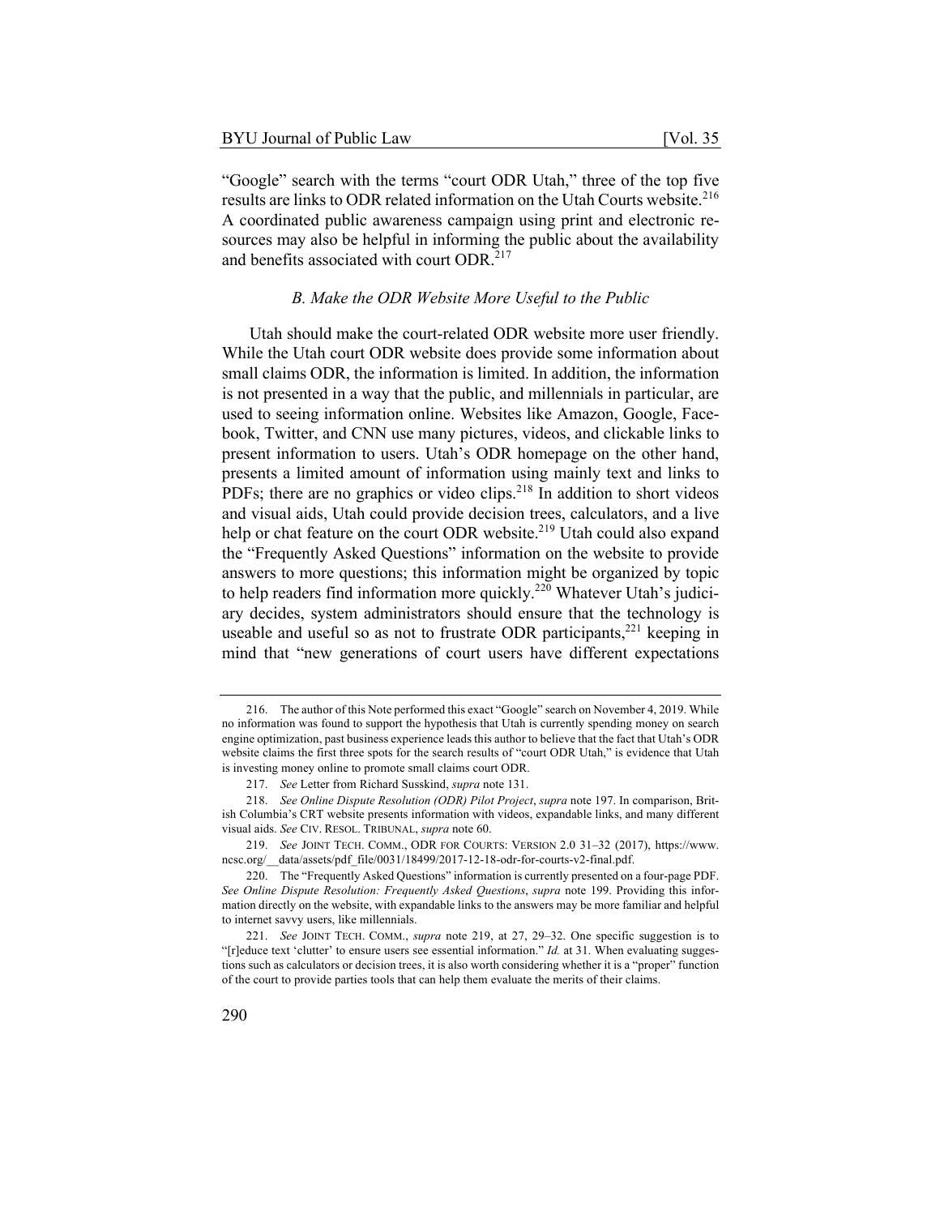"Google" search with the terms "court ODR Utah," three of the top five results are links to ODR related information on the Utah Courts website.[216] A coordinated public awareness campaign using print and electronic resources may also be helpful in informing the public about the availability and benefits associated with court ODR.[217]

### *B. Make the ODR Website More Useful to the Public*

Utah should make the court-related ODR website more user friendly. While the Utah court ODR website does provide some information about small claims ODR, the information is limited. In addition, the information is not presented in a way that the public, and millennials in particular, are used to seeing information online. Websites like Amazon, Google, Facebook, Twitter, and CNN use many pictures, videos, and clickable links to present information to users. Utah's ODR homepage on the other hand, presents a limited amount of information using mainly text and links to PDFs; there are no graphics or video clips.[218] In addition to short videos and visual aids, Utah could provide decision trees, calculators, and a live help or chat feature on the court ODR website.[219] Utah could also expand the "Frequently Asked Questions" information on the website to provide answers to more questions; this information might be organized by topic to help readers find information more quickly.[220] Whatever Utah's judiciary decides, system administrators should ensure that the technology is useable and useful so as not to frustrate ODR participants,[221] keeping in mind that "new generations of court users have different expectations

---

216. The author of this Note performed this exact "Google" search on November 4, 2019. While no information was found to support the hypothesis that Utah is currently spending money on search engine optimization, past business experience leads this author to believe that the fact that Utah's ODR website claims the first three spots for the search results of "court ODR Utah," is evidence that Utah is investing money online to promote small claims court ODR.

217. *See* Letter from Richard Susskind, *supra* note 131.

218. *See Online Dispute Resolution (ODR) Pilot Project*, *supra* note 197. In comparison, British Columbia's CRT website presents information with videos, expandable links, and many different visual aids. *See* CIV. RESOL. TRIBUNAL, *supra* note 60.

219. *See* JOINT TECH. COMM., ODR FOR COURTS: VERSION 2.0 31–32 (2017), https://www.ncsc.org/__data/assets/pdf_file/0031/18499/2017-12-18-odr-for-courts-v2-final.pdf.

220. The "Frequently Asked Questions" information is currently presented on a four-page PDF. *See Online Dispute Resolution: Frequently Asked Questions*, *supra* note 199. Providing this information directly on the website, with expandable links to the answers may be more familiar and helpful to internet savvy users, like millennials.

221. *See* JOINT TECH. COMM., *supra* note 219, at 27, 29–32. One specific suggestion is to "[r]educe text 'clutter' to ensure users see essential information." *Id.* at 31. When evaluating suggestions such as calculators or decision trees, it is also worth considering whether it is a "proper" function of the court to provide parties tools that can help them evaluate the merits of their claims.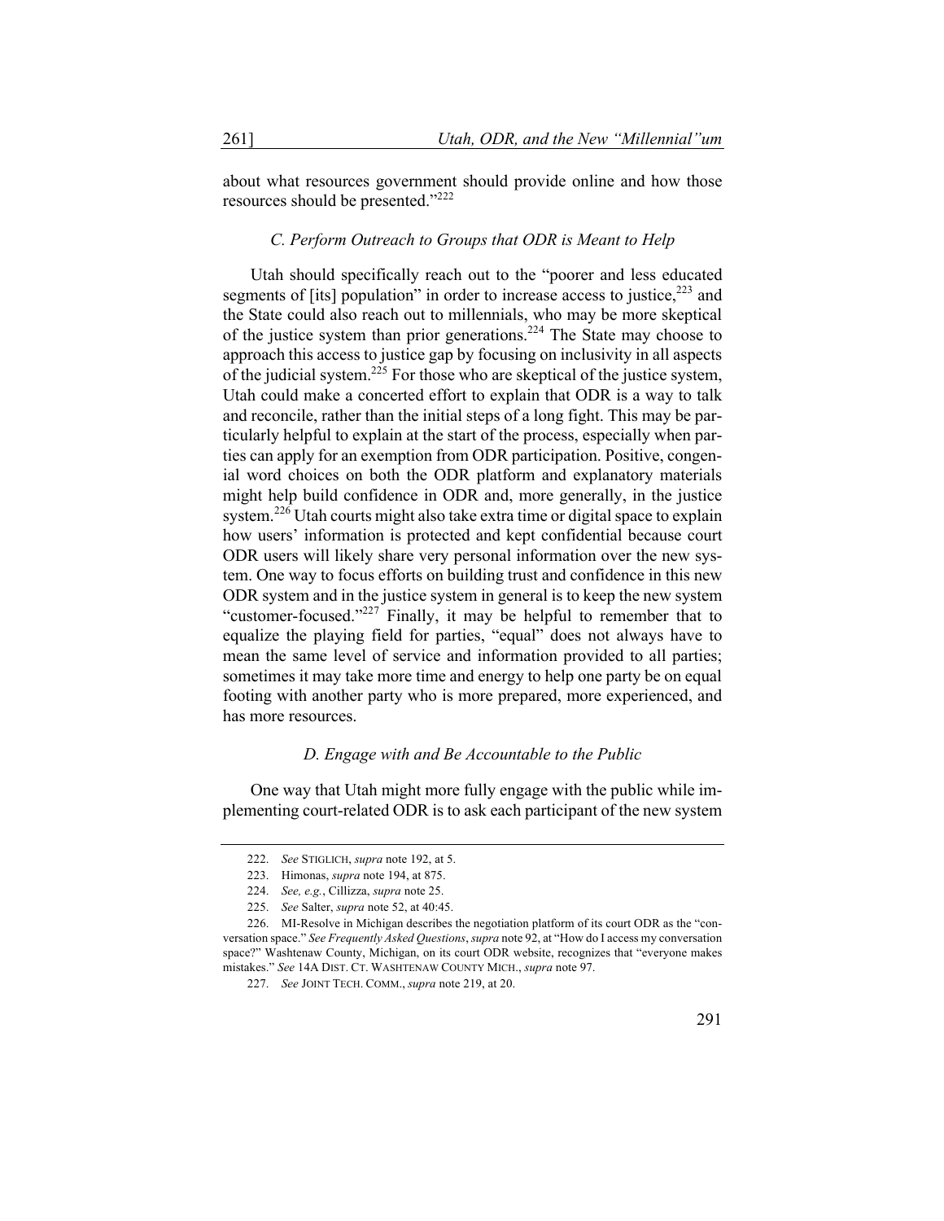about what resources government should provide online and how those resources should be presented."[222]

### *C. Perform Outreach to Groups that ODR is Meant to Help*

Utah should specifically reach out to the "poorer and less educated segments of [its] population" in order to increase access to justice,[223] and the State could also reach out to millennials, who may be more skeptical of the justice system than prior generations.[224] The State may choose to approach this access to justice gap by focusing on inclusivity in all aspects of the judicial system.[225] For those who are skeptical of the justice system, Utah could make a concerted effort to explain that ODR is a way to talk and reconcile, rather than the initial steps of a long fight. This may be particularly helpful to explain at the start of the process, especially when parties can apply for an exemption from ODR participation. Positive, congenial word choices on both the ODR platform and explanatory materials might help build confidence in ODR and, more generally, in the justice system.[226] Utah courts might also take extra time or digital space to explain how users' information is protected and kept confidential because court ODR users will likely share very personal information over the new system. One way to focus efforts on building trust and confidence in this new ODR system and in the justice system in general is to keep the new system "customer-focused."[227] Finally, it may be helpful to remember that to equalize the playing field for parties, "equal" does not always have to mean the same level of service and information provided to all parties; sometimes it may take more time and energy to help one party be on equal footing with another party who is more prepared, more experienced, and has more resources.

### *D. Engage with and Be Accountable to the Public*

One way that Utah might more fully engage with the public while implementing court-related ODR is to ask each participant of the new system

---

222. *See* STIGLICH, *supra* note 192, at 5.

223. Himonas, *supra* note 194, at 875.

224. *See, e.g.*, Cillizza, *supra* note 25.

225. *See* Salter, *supra* note 52, at 40:45.

226. MI-Resolve in Michigan describes the negotiation platform of its court ODR as the "conversation space." *See Frequently Asked Questions*, *supra* note 92, at "How do I access my conversation space?" Washtenaw County, Michigan, on its court ODR website, recognizes that "everyone makes mistakes." *See* 14A DIST. CT. WASHTENAW COUNTY MICH., *supra* note 97.

227. *See* JOINT TECH. COMM., *supra* note 219, at 20.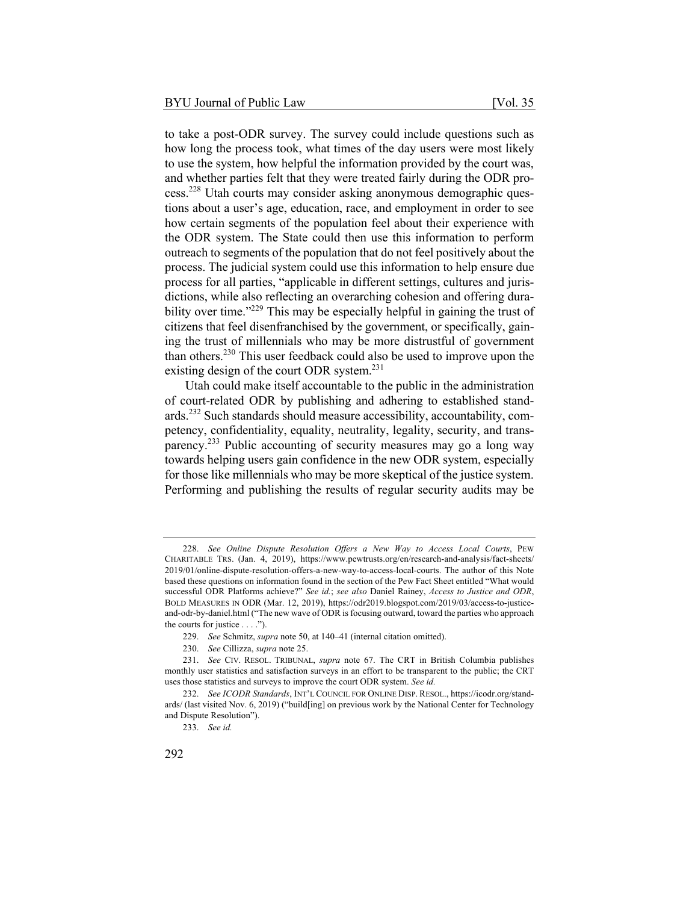to take a post-ODR survey. The survey could include questions such as how long the process took, what times of the day users were most likely to use the system, how helpful the information provided by the court was, and whether parties felt that they were treated fairly during the ODR process.[228] Utah courts may consider asking anonymous demographic questions about a user's age, education, race, and employment in order to see how certain segments of the population feel about their experience with the ODR system. The State could then use this information to perform outreach to segments of the population that do not feel positively about the process. The judicial system could use this information to help ensure due process for all parties, "applicable in different settings, cultures and jurisdictions, while also reflecting an overarching cohesion and offering durability over time."[229] This may be especially helpful in gaining the trust of citizens that feel disenfranchised by the government, or specifically, gaining the trust of millennials who may be more distrustful of government than others.[230] This user feedback could also be used to improve upon the existing design of the court ODR system.[231]

Utah could make itself accountable to the public in the administration of court-related ODR by publishing and adhering to established standards.[232] Such standards should measure accessibility, accountability, competency, confidentiality, equality, neutrality, legality, security, and transparency.[233] Public accounting of security measures may go a long way towards helping users gain confidence in the new ODR system, especially for those like millennials who may be more skeptical of the justice system. Performing and publishing the results of regular security audits may be

---

228. *See Online Dispute Resolution Offers a New Way to Access Local Courts*, PEW CHARITABLE TRS. (Jan. 4, 2019), https://www.pewtrusts.org/en/research-and-analysis/fact-sheets/2019/01/online-dispute-resolution-offers-a-new-way-to-access-local-courts. The author of this Note based these questions on information found in the section of the Pew Fact Sheet entitled "What would successful ODR Platforms achieve?" *See id.*; *see also* Daniel Rainey, *Access to Justice and ODR*, BOLD MEASURES IN ODR (Mar. 12, 2019), https://odr2019.blogspot.com/2019/03/access-to-justice-and-odr-by-daniel.html ("The new wave of ODR is focusing outward, toward the parties who approach the courts for justice . . . .").

229. *See* Schmitz, *supra* note 50, at 140–41 (internal citation omitted).

230. *See* Cillizza, *supra* note 25.

231. *See* CIV. RESOL. TRIBUNAL, *supra* note 67. The CRT in British Columbia publishes monthly user statistics and satisfaction surveys in an effort to be transparent to the public; the CRT uses those statistics and surveys to improve the court ODR system. *See id.*

232. *See ICODR Standards*, INT'L COUNCIL FOR ONLINE DISP. RESOL., https://icodr.org/standards/ (last visited Nov. 6, 2019) ("build[ing] on previous work by the National Center for Technology and Dispute Resolution").

233. *See id.*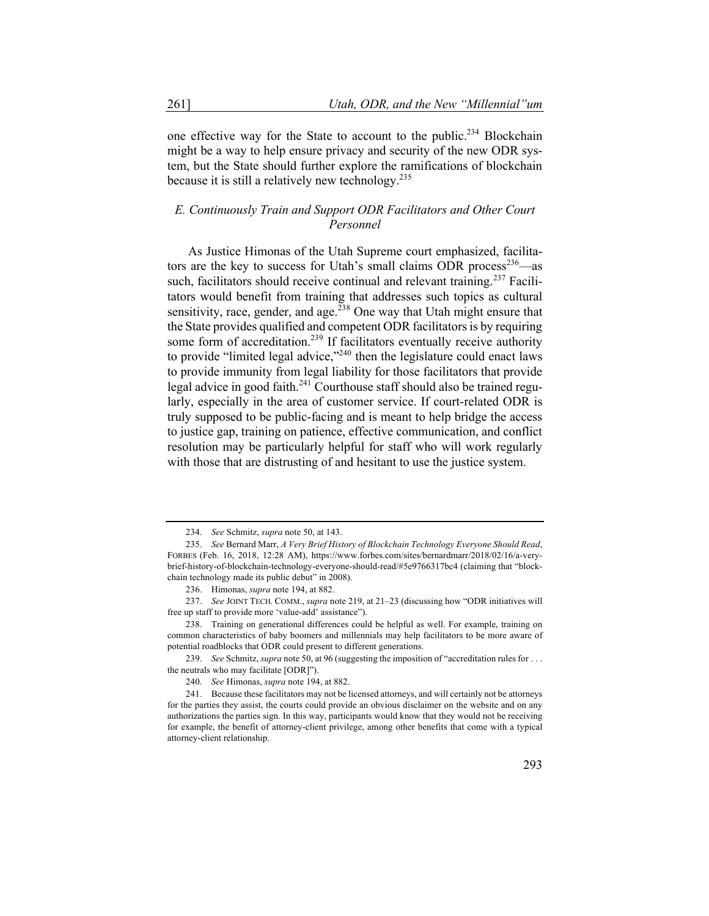one effective way for the State to account to the public.[234] Blockchain might be a way to help ensure privacy and security of the new ODR system, but the State should further explore the ramifications of blockchain because it is still a relatively new technology.[235]

### *E. Continuously Train and Support ODR Facilitators and Other Court Personnel*

As Justice Himonas of the Utah Supreme court emphasized, facilitators are the key to success for Utah's small claims ODR process[236]—as such, facilitators should receive continual and relevant training.[237] Facilitators would benefit from training that addresses such topics as cultural sensitivity, race, gender, and age.[238] One way that Utah might ensure that the State provides qualified and competent ODR facilitators is by requiring some form of accreditation.[239] If facilitators eventually receive authority to provide "limited legal advice,"[240] then the legislature could enact laws to provide immunity from legal liability for those facilitators that provide legal advice in good faith.[241] Courthouse staff should also be trained regularly, especially in the area of customer service. If court-related ODR is truly supposed to be public-facing and is meant to help bridge the access to justice gap, training on patience, effective communication, and conflict resolution may be particularly helpful for staff who will work regularly with those that are distrusting of and hesitant to use the justice system.

---

234. *See* Schmitz, *supra* note 50, at 143.

235. *See* Bernard Marr, *A Very Brief History of Blockchain Technology Everyone Should Read*, FORBES (Feb. 16, 2018, 12:28 AM), https://www.forbes.com/sites/bernardmarr/2018/02/16/a-very-brief-history-of-blockchain-technology-everyone-should-read/#5e9766317bc4 (claiming that "blockchain technology made its public debut" in 2008).

236. Himonas, *supra* note 194, at 882.

237. *See* JOINT TECH. COMM., *supra* note 219, at 21–23 (discussing how "ODR initiatives will free up staff to provide more 'value-add' assistance").

238. Training on generational differences could be helpful as well. For example, training on common characteristics of baby boomers and millennials may help facilitators to be more aware of potential roadblocks that ODR could present to different generations.

239. *See* Schmitz, *supra* note 50, at 96 (suggesting the imposition of "accreditation rules for . . . the neutrals who may facilitate [ODR]").

240. *See* Himonas, *supra* note 194, at 882.

241. Because these facilitators may not be licensed attorneys, and will certainly not be attorneys for the parties they assist, the courts could provide an obvious disclaimer on the website and on any authorizations the parties sign. In this way, participants would know that they would not be receiving for example, the benefit of attorney-client privilege, among other benefits that come with a typical attorney-client relationship.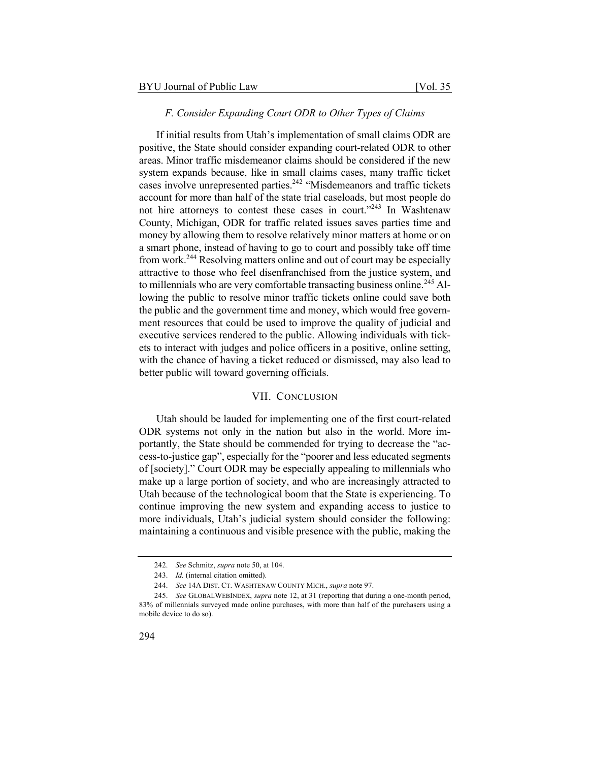### *F. Consider Expanding Court ODR to Other Types of Claims*

If initial results from Utah's implementation of small claims ODR are positive, the State should consider expanding court-related ODR to other areas. Minor traffic misdemeanor claims should be considered if the new system expands because, like in small claims cases, many traffic ticket cases involve unrepresented parties.[242] "Misdemeanors and traffic tickets account for more than half of the state trial caseloads, but most people do not hire attorneys to contest these cases in court."[243] In Washtenaw County, Michigan, ODR for traffic related issues saves parties time and money by allowing them to resolve relatively minor matters at home or on a smart phone, instead of having to go to court and possibly take off time from work.[244] Resolving matters online and out of court may be especially attractive to those who feel disenfranchised from the justice system, and to millennials who are very comfortable transacting business online.[245] Allowing the public to resolve minor traffic tickets online could save both the public and the government time and money, which would free government resources that could be used to improve the quality of judicial and executive services rendered to the public. Allowing individuals with tickets to interact with judges and police officers in a positive, online setting, with the chance of having a ticket reduced or dismissed, may also lead to better public will toward governing officials.

## VII. CONCLUSION

Utah should be lauded for implementing one of the first court-related ODR systems not only in the nation but also in the world. More importantly, the State should be commended for trying to decrease the "access-to-justice gap", especially for the "poorer and less educated segments of [society]." Court ODR may be especially appealing to millennials who make up a large portion of society, and who are increasingly attracted to Utah because of the technological boom that the State is experiencing. To continue improving the new system and expanding access to justice to more individuals, Utah's judicial system should consider the following: maintaining a continuous and visible presence with the public, making the

---

242. *See* Schmitz, *supra* note 50, at 104.

243. *Id.* (internal citation omitted).

244. *See* 14A DIST. CT. WASHTENAW COUNTY MICH., *supra* note 97.

245. *See* GLOBALWEBINDEX, *supra* note 12, at 31 (reporting that during a one-month period, 83% of millennials surveyed made online purchases, with more than half of the purchasers using a mobile device to do so).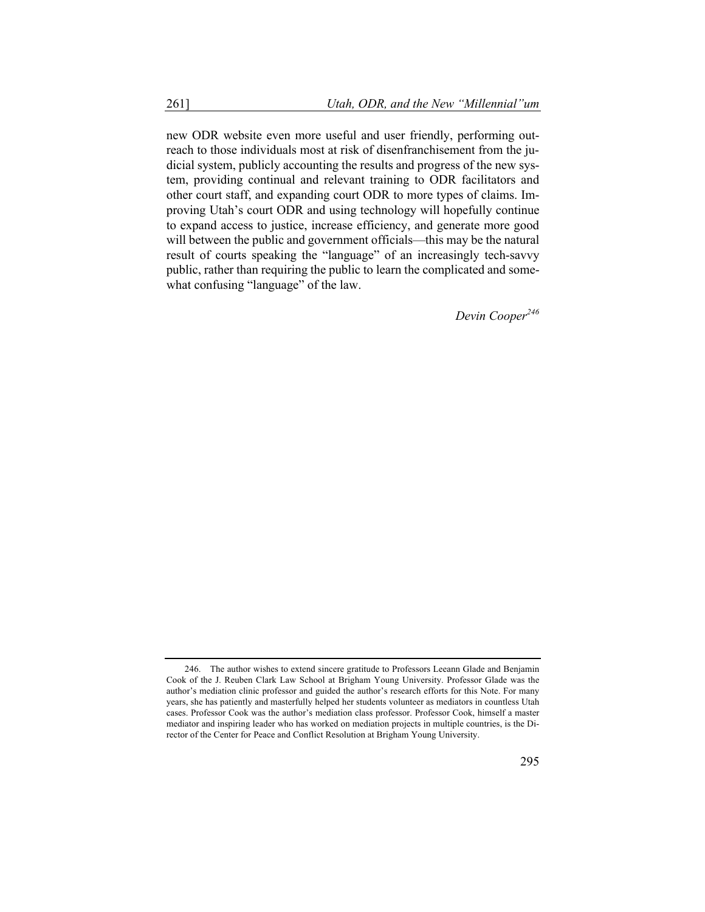new ODR website even more useful and user friendly, performing outreach to those individuals most at risk of disenfranchisement from the judicial system, publicly accounting the results and progress of the new system, providing continual and relevant training to ODR facilitators and other court staff, and expanding court ODR to more types of claims. Improving Utah's court ODR and using technology will hopefully continue to expand access to justice, increase efficiency, and generate more good will between the public and government officials—this may be the natural result of courts speaking the "language" of an increasingly tech-savvy public, rather than requiring the public to learn the complicated and somewhat confusing "language" of the law.

*Devin Cooper*[246]

---

246. The author wishes to extend sincere gratitude to Professors Leeann Glade and Benjamin Cook of the J. Reuben Clark Law School at Brigham Young University. Professor Glade was the author's mediation clinic professor and guided the author's research efforts for this Note. For many years, she has patiently and masterfully helped her students volunteer as mediators in countless Utah cases. Professor Cook was the author's mediation class professor. Professor Cook, himself a master mediator and inspiring leader who has worked on mediation projects in multiple countries, is the Director of the Center for Peace and Conflict Resolution at Brigham Young University.